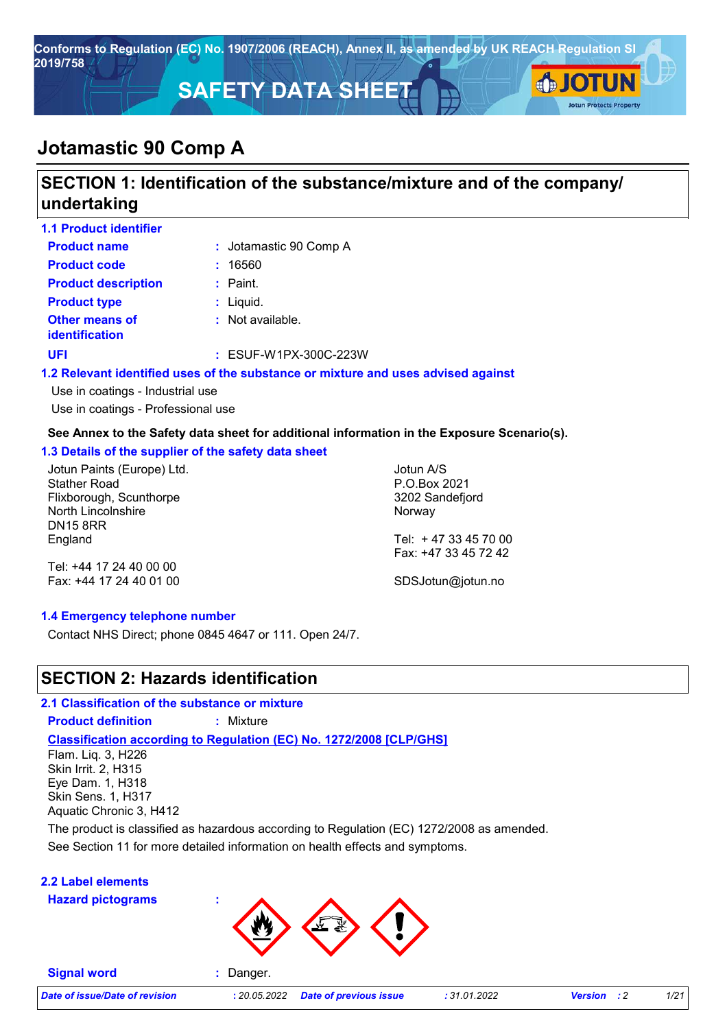Conforms to Regulation (EC) No. 1907/2006 (REACH), Annex II, as amended by UK REACH Regulation SI 2019/758

# SAFETY DATA SHEET

# Jotamastic 90 Comp A

## SECTION 1: Identification of the substance/mixture and of the company/ undertaking

### 1.1 Product identifier

| | | |
|---|---|---|
| **Product name** | : | Jotamastic 90 Comp A |
| **Product code** | : | 16560 |
| **Product description** | : | Paint. |
| **Product type** | : | Liquid. |
| **Other means of identification** | : | Not available. |
| **UFI** | : | ESUF-W1PX-300C-223W |

### 1.2 Relevant identified uses of the substance or mixture and uses advised against

Use in coatings - Industrial use
Use in coatings - Professional use

**See Annex to the Safety data sheet for additional information in the Exposure Scenario(s).**

### 1.3 Details of the supplier of the safety data sheet

Jotun Paints (Europe) Ltd.
Stather Road
Flixborough, Scunthorpe
North Lincolnshire
DN15 8RR
England

Tel: +44 17 24 40 00 00
Fax: +44 17 24 40 01 00

Jotun A/S
P.O.Box 2021
3202 Sandefjord
Norway

Tel: + 47 33 45 70 00
Fax: +47 33 45 72 42

SDSJotun@jotun.no

### 1.4 Emergency telephone number

Contact NHS Direct; phone 0845 4647 or 111. Open 24/7.

## SECTION 2: Hazards identification

### 2.1 Classification of the substance or mixture

**Product definition** : Mixture

**Classification according to Regulation (EC) No. 1272/2008 [CLP/GHS]**

Flam. Liq. 3, H226
Skin Irrit. 2, H315
Eye Dam. 1, H318
Skin Sens. 1, H317
Aquatic Chronic 3, H412

The product is classified as hazardous according to Regulation (EC) 1272/2008 as amended.
See Section 11 for more detailed information on health effects and symptoms.

### 2.2 Label elements

**Hazard pictograms** :

**Signal word** : Danger.

| *Date of issue/Date of revision* | *: 20.05.2022* | *Date of previous issue* | *: 31.01.2022* | *Version* | *: 2* |
|---|---|---|---|---|---|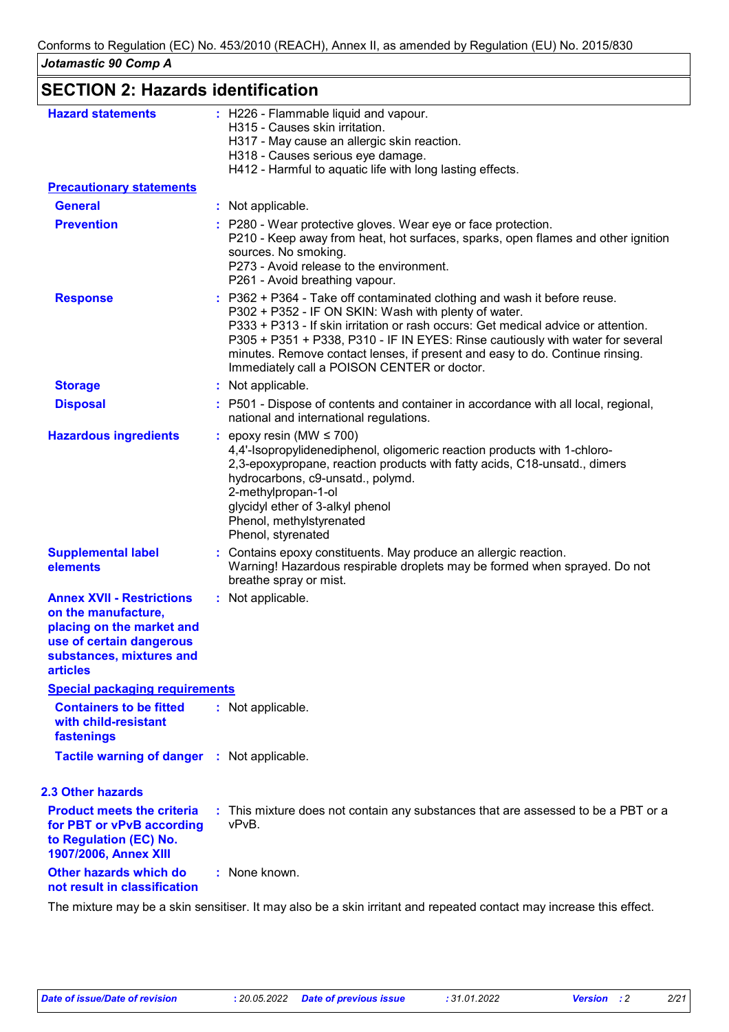## SECTION 2: Hazards identification

| | |
|---|---|
| **Hazard statements** | H226 - Flammable liquid and vapour.<br>H315 - Causes skin irritation.<br>H317 - May cause an allergic skin reaction.<br>H318 - Causes serious eye damage.<br>H412 - Harmful to aquatic life with long lasting effects. |
| **Precautionary statements** | |
| **General** | Not applicable. |
| **Prevention** | P280 - Wear protective gloves. Wear eye or face protection.<br>P210 - Keep away from heat, hot surfaces, sparks, open flames and other ignition sources. No smoking.<br>P273 - Avoid release to the environment.<br>P261 - Avoid breathing vapour. |
| **Response** | P362 + P364 - Take off contaminated clothing and wash it before reuse.<br>P302 + P352 - IF ON SKIN: Wash with plenty of water.<br>P333 + P313 - If skin irritation or rash occurs: Get medical advice or attention.<br>P305 + P351 + P338, P310 - IF IN EYES: Rinse cautiously with water for several minutes. Remove contact lenses, if present and easy to do. Continue rinsing. Immediately call a POISON CENTER or doctor. |
| **Storage** | Not applicable. |
| **Disposal** | P501 - Dispose of contents and container in accordance with all local, regional, national and international regulations. |
| **Hazardous ingredients** | epoxy resin (MW ≤ 700)<br>4,4'-Isopropylidenediphenol, oligomeric reaction products with 1-chloro-2,3-epoxypropane, reaction products with fatty acids, C18-unsatd., dimers<br>hydrocarbons, c9-unsatd., polymd.<br>2-methylpropan-1-ol<br>glycidyl ether of 3-alkyl phenol<br>Phenol, methylstyrenated<br>Phenol, styrenated |
| **Supplemental label elements** | Contains epoxy constituents. May produce an allergic reaction.<br>Warning! Hazardous respirable droplets may be formed when sprayed. Do not breathe spray or mist. |
| **Annex XVII - Restrictions on the manufacture, placing on the market and use of certain dangerous substances, mixtures and articles** | Not applicable. |
| **Special packaging requirements** | |
| **Containers to be fitted with child-resistant fastenings** | Not applicable. |
| **Tactile warning of danger** | Not applicable. |

### 2.3 Other hazards

| | |
|---|---|
| **Product meets the criteria for PBT or vPvB according to Regulation (EC) No. 1907/2006, Annex XIII** | This mixture does not contain any substances that are assessed to be a PBT or a vPvB. |
| **Other hazards which do not result in classification** | None known. |

The mixture may be a skin sensitiser. It may also be a skin irritant and repeated contact may increase this effect.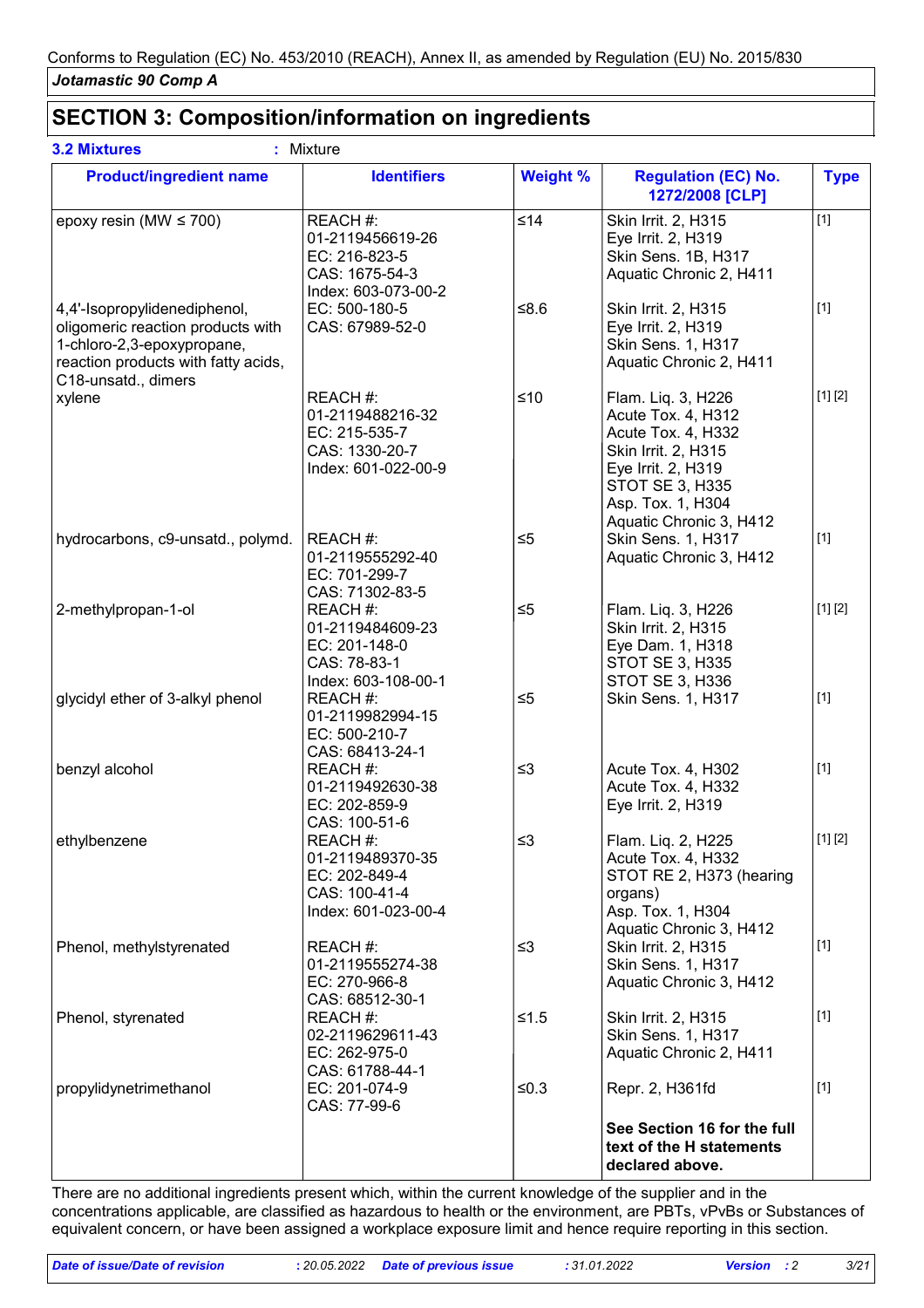## SECTION 3: Composition/information on ingredients

**3.2 Mixtures** : Mixture

| Product/ingredient name | Identifiers | Weight % | Regulation (EC) No. 1272/2008 [CLP] | Type |
|---|---|---|---|---|
| epoxy resin (MW ≤ 700) | REACH #: 01-2119456619-26<br>EC: 216-823-5<br>CAS: 1675-54-3<br>Index: 603-073-00-2 | ≤14 | Skin Irrit. 2, H315<br>Eye Irrit. 2, H319<br>Skin Sens. 1B, H317<br>Aquatic Chronic 2, H411 | [1] |
| 4,4'-Isopropylidenediphenol, oligomeric reaction products with 1-chloro-2,3-epoxypropane, reaction products with fatty acids, C18-unsatd., dimers | EC: 500-180-5<br>CAS: 67989-52-0 | ≤8.6 | Skin Irrit. 2, H315<br>Eye Irrit. 2, H319<br>Skin Sens. 1, H317<br>Aquatic Chronic 2, H411 | [1] |
| xylene | REACH #: 01-2119488216-32<br>EC: 215-535-7<br>CAS: 1330-20-7<br>Index: 601-022-00-9 | ≤10 | Flam. Liq. 3, H226<br>Acute Tox. 4, H312<br>Acute Tox. 4, H332<br>Skin Irrit. 2, H315<br>Eye Irrit. 2, H319<br>STOT SE 3, H335<br>Asp. Tox. 1, H304<br>Aquatic Chronic 3, H412 | [1] [2] |
| hydrocarbons, c9-unsatd., polymd. | REACH #: 01-2119555292-40<br>EC: 701-299-7<br>CAS: 71302-83-5 | ≤5 | Skin Sens. 1, H317<br>Aquatic Chronic 3, H412 | [1] |
| 2-methylpropan-1-ol | REACH #: 01-2119484609-23<br>EC: 201-148-0<br>CAS: 78-83-1<br>Index: 603-108-00-1 | ≤5 | Flam. Liq. 3, H226<br>Skin Irrit. 2, H315<br>Eye Dam. 1, H318<br>STOT SE 3, H335<br>STOT SE 3, H336 | [1] [2] |
| glycidyl ether of 3-alkyl phenol | REACH #: 01-2119982994-15<br>EC: 500-210-7<br>CAS: 68413-24-1 | ≤5 | Skin Sens. 1, H317 | [1] |
| benzyl alcohol | REACH #: 01-2119492630-38<br>EC: 202-859-9<br>CAS: 100-51-6 | ≤3 | Acute Tox. 4, H302<br>Acute Tox. 4, H332<br>Eye Irrit. 2, H319 | [1] |
| ethylbenzene | REACH #: 01-2119489370-35<br>EC: 202-849-4<br>CAS: 100-41-4<br>Index: 601-023-00-4 | ≤3 | Flam. Liq. 2, H225<br>Acute Tox. 4, H332<br>STOT RE 2, H373 (hearing organs)<br>Asp. Tox. 1, H304<br>Aquatic Chronic 3, H412 | [1] [2] |
| Phenol, methylstyrenated | REACH #: 01-2119555274-38<br>EC: 270-966-8<br>CAS: 68512-30-1 | ≤3 | Skin Irrit. 2, H315<br>Skin Sens. 1, H317<br>Aquatic Chronic 3, H412 | [1] |
| Phenol, styrenated | REACH #: 02-2119629611-43<br>EC: 262-975-0<br>CAS: 61788-44-1 | ≤1.5 | Skin Irrit. 2, H315<br>Skin Sens. 1, H317<br>Aquatic Chronic 2, H411 | [1] |
| propylidynetrimethanol | EC: 201-074-9<br>CAS: 77-99-6 | ≤0.3 | Repr. 2, H361fd | [1] |
| | | | **See Section 16 for the full text of the H statements declared above.** | |

There are no additional ingredients present which, within the current knowledge of the supplier and in the concentrations applicable, are classified as hazardous to health or the environment, are PBTs, vPvBs or Substances of equivalent concern, or have been assigned a workplace exposure limit and hence require reporting in this section.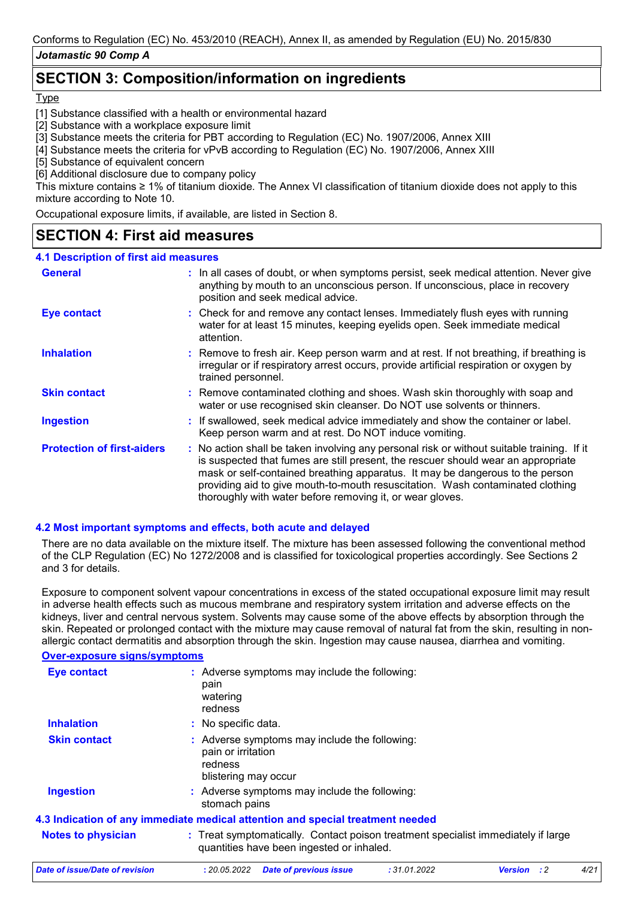## SECTION 3: Composition/information on ingredients

Type

[1] Substance classified with a health or environmental hazard
[2] Substance with a workplace exposure limit
[3] Substance meets the criteria for PBT according to Regulation (EC) No. 1907/2006, Annex XIII
[4] Substance meets the criteria for vPvB according to Regulation (EC) No. 1907/2006, Annex XIII
[5] Substance of equivalent concern
[6] Additional disclosure due to company policy

This mixture contains ≥ 1% of titanium dioxide. The Annex VI classification of titanium dioxide does not apply to this mixture according to Note 10.

Occupational exposure limits, if available, are listed in Section 8.

## SECTION 4: First aid measures

### 4.1 Description of first aid measures

**General** : In all cases of doubt, or when symptoms persist, seek medical attention. Never give anything by mouth to an unconscious person. If unconscious, place in recovery position and seek medical advice.

**Eye contact** : Check for and remove any contact lenses. Immediately flush eyes with running water for at least 15 minutes, keeping eyelids open. Seek immediate medical attention.

**Inhalation** : Remove to fresh air. Keep person warm and at rest. If not breathing, if breathing is irregular or if respiratory arrest occurs, provide artificial respiration or oxygen by trained personnel.

**Skin contact** : Remove contaminated clothing and shoes. Wash skin thoroughly with soap and water or use recognised skin cleanser. Do NOT use solvents or thinners.

**Ingestion** : If swallowed, seek medical advice immediately and show the container or label. Keep person warm and at rest. Do NOT induce vomiting.

**Protection of first-aiders** : No action shall be taken involving any personal risk or without suitable training. If it is suspected that fumes are still present, the rescuer should wear an appropriate mask or self-contained breathing apparatus. It may be dangerous to the person providing aid to give mouth-to-mouth resuscitation. Wash contaminated clothing thoroughly with water before removing it, or wear gloves.

### 4.2 Most important symptoms and effects, both acute and delayed

There are no data available on the mixture itself. The mixture has been assessed following the conventional method of the CLP Regulation (EC) No 1272/2008 and is classified for toxicological properties accordingly. See Sections 2 and 3 for details.

Exposure to component solvent vapour concentrations in excess of the stated occupational exposure limit may result in adverse health effects such as mucous membrane and respiratory system irritation and adverse effects on the kidneys, liver and central nervous system. Solvents may cause some of the above effects by absorption through the skin. Repeated or prolonged contact with the mixture may cause removal of natural fat from the skin, resulting in non-allergic contact dermatitis and absorption through the skin. Ingestion may cause nausea, diarrhea and vomiting.

**Over-exposure signs/symptoms**

**Eye contact** : Adverse symptoms may include the following:
pain
watering
redness

**Inhalation** : No specific data.

**Skin contact** : Adverse symptoms may include the following:
pain or irritation
redness
blistering may occur

**Ingestion** : Adverse symptoms may include the following:
stomach pains

### 4.3 Indication of any immediate medical attention and special treatment needed

**Notes to physician** : Treat symptomatically. Contact poison treatment specialist immediately if large quantities have been ingested or inhaled.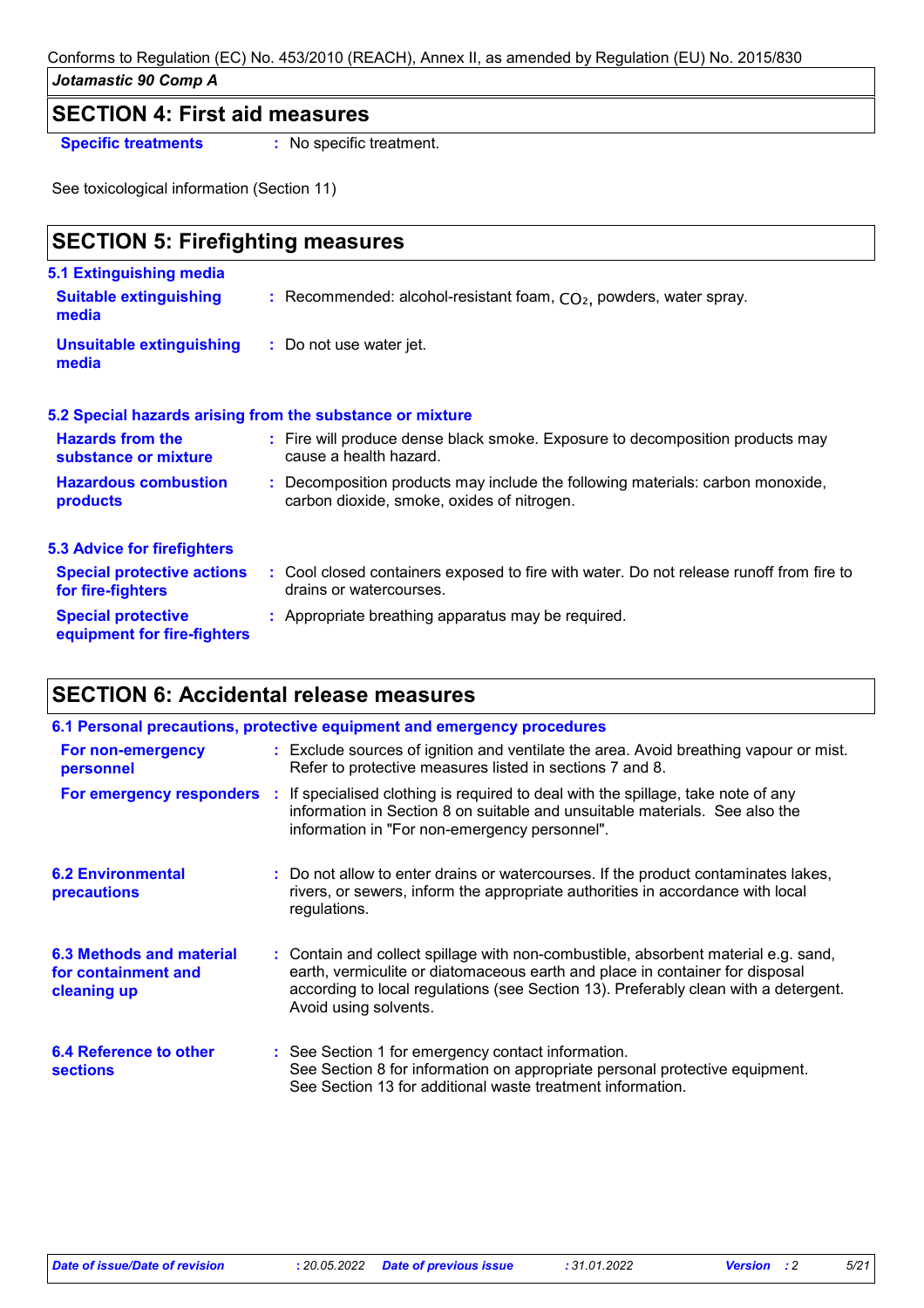## SECTION 4: First aid measures

**Specific treatments** : No specific treatment.

See toxicological information (Section 11)

## SECTION 5: Firefighting measures

### 5.1 Extinguishing media

**Suitable extinguishing media** : Recommended: alcohol-resistant foam, $CO_2$, powders, water spray.

**Unsuitable extinguishing media** : Do not use water jet.

### 5.2 Special hazards arising from the substance or mixture

**Hazards from the substance or mixture** : Fire will produce dense black smoke. Exposure to decomposition products may cause a health hazard.

**Hazardous combustion products** : Decomposition products may include the following materials: carbon monoxide, carbon dioxide, smoke, oxides of nitrogen.

### 5.3 Advice for firefighters

**Special protective actions for fire-fighters** : Cool closed containers exposed to fire with water. Do not release runoff from fire to drains or watercourses.

**Special protective equipment for fire-fighters** : Appropriate breathing apparatus may be required.

## SECTION 6: Accidental release measures

### 6.1 Personal precautions, protective equipment and emergency procedures

**For non-emergency personnel** : Exclude sources of ignition and ventilate the area. Avoid breathing vapour or mist. Refer to protective measures listed in sections 7 and 8.

**For emergency responders** : If specialised clothing is required to deal with the spillage, take note of any information in Section 8 on suitable and unsuitable materials. See also the information in "For non-emergency personnel".

### 6.2 Environmental precautions

: Do not allow to enter drains or watercourses. If the product contaminates lakes, rivers, or sewers, inform the appropriate authorities in accordance with local regulations.

### 6.3 Methods and material for containment and cleaning up

: Contain and collect spillage with non-combustible, absorbent material e.g. sand, earth, vermiculite or diatomaceous earth and place in container for disposal according to local regulations (see Section 13). Preferably clean with a detergent. Avoid using solvents.

### 6.4 Reference to other sections

: See Section 1 for emergency contact information.
See Section 8 for information on appropriate personal protective equipment.
See Section 13 for additional waste treatment information.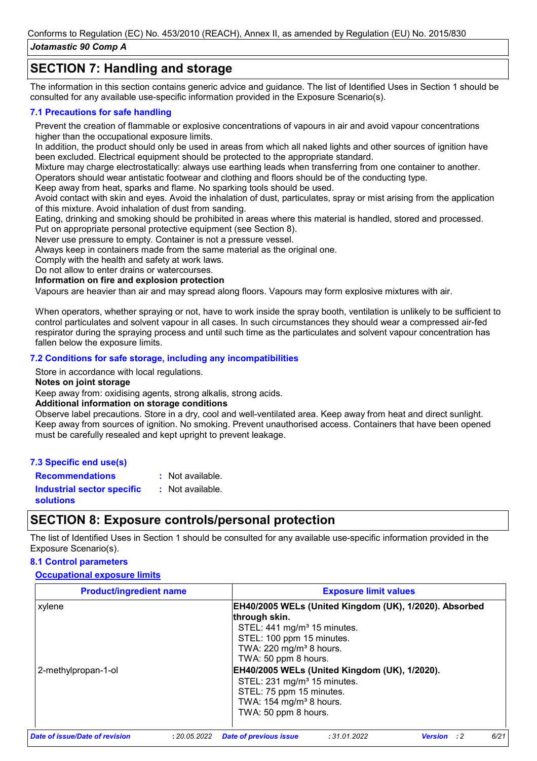Conforms to Regulation (EC) No. 453/2010 (REACH), Annex II, as amended by Regulation (EU) No. 2015/830

*Jotamastic 90 Comp A*

## SECTION 7: Handling and storage

The information in this section contains generic advice and guidance. The list of Identified Uses in Section 1 should be consulted for any available use-specific information provided in the Exposure Scenario(s).

### 7.1 Precautions for safe handling

Prevent the creation of flammable or explosive concentrations of vapours in air and avoid vapour concentrations higher than the occupational exposure limits.
In addition, the product should only be used in areas from which all naked lights and other sources of ignition have been excluded. Electrical equipment should be protected to the appropriate standard.
Mixture may charge electrostatically: always use earthing leads when transferring from one container to another.
Operators should wear antistatic footwear and clothing and floors should be of the conducting type.
Keep away from heat, sparks and flame. No sparking tools should be used.
Avoid contact with skin and eyes. Avoid the inhalation of dust, particulates, spray or mist arising from the application of this mixture. Avoid inhalation of dust from sanding.
Eating, drinking and smoking should be prohibited in areas where this material is handled, stored and processed.
Put on appropriate personal protective equipment (see Section 8).
Never use pressure to empty. Container is not a pressure vessel.
Always keep in containers made from the same material as the original one.
Comply with the health and safety at work laws.
Do not allow to enter drains or watercourses.

**Information on fire and explosion protection**

Vapours are heavier than air and may spread along floors. Vapours may form explosive mixtures with air.

When operators, whether spraying or not, have to work inside the spray booth, ventilation is unlikely to be sufficient to control particulates and solvent vapour in all cases. In such circumstances they should wear a compressed air-fed respirator during the spraying process and until such time as the particulates and solvent vapour concentration has fallen below the exposure limits.

### 7.2 Conditions for safe storage, including any incompatibilities

Store in accordance with local regulations.

**Notes on joint storage**

Keep away from: oxidising agents, strong alkalis, strong acids.

**Additional information on storage conditions**

Observe label precautions. Store in a dry, cool and well-ventilated area. Keep away from heat and direct sunlight. Keep away from sources of ignition. No smoking. Prevent unauthorised access. Containers that have been opened must be carefully resealed and kept upright to prevent leakage.

### 7.3 Specific end use(s)

**Recommendations** : Not available.

**Industrial sector specific solutions** : Not available.

## SECTION 8: Exposure controls/personal protection

The list of Identified Uses in Section 1 should be consulted for any available use-specific information provided in the Exposure Scenario(s).

### 8.1 Control parameters

**Occupational exposure limits**

| Product/ingredient name | Exposure limit values |
|---|---|
| xylene | **EH40/2005 WELs (United Kingdom (UK), 1/2020). Absorbed through skin.**<br>STEL: 441 mg/m³ 15 minutes.<br>STEL: 100 ppm 15 minutes.<br>TWA: 220 mg/m³ 8 hours.<br>TWA: 50 ppm 8 hours. |
| 2-methylpropan-1-ol | **EH40/2005 WELs (United Kingdom (UK), 1/2020).**<br>STEL: 231 mg/m³ 15 minutes.<br>STEL: 75 ppm 15 minutes.<br>TWA: 154 mg/m³ 8 hours.<br>TWA: 50 ppm 8 hours. |

*Date of issue/Date of revision* : 20.05.2022 *Date of previous issue* : 31.01.2022 *Version* : 2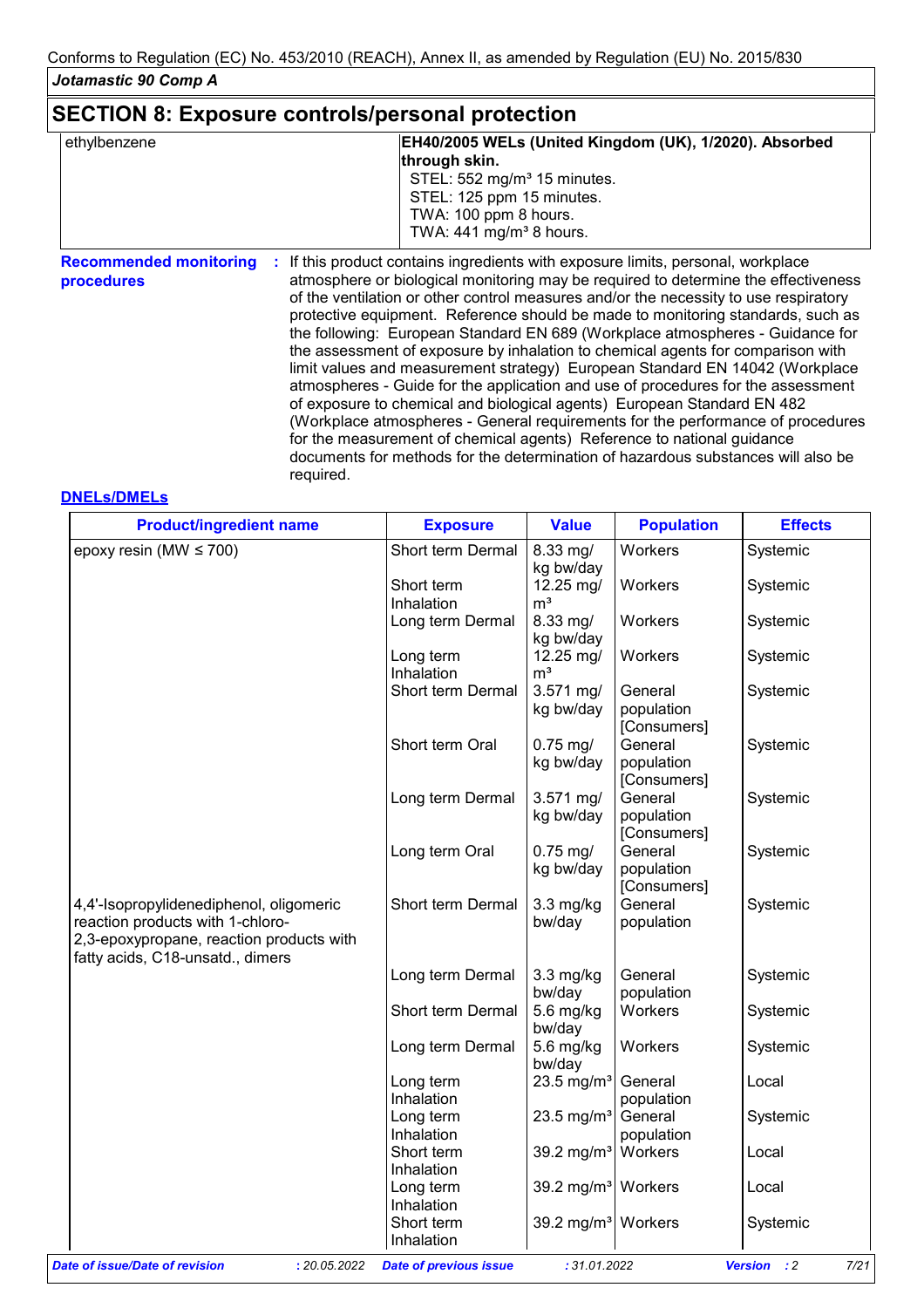## SECTION 8: Exposure controls/personal protection

| | |
|---|---|
| ethylbenzene | **EH40/2005 WELs (United Kingdom (UK), 1/2020). Absorbed through skin.**<br>STEL: 552 mg/m³ 15 minutes.<br>STEL: 125 ppm 15 minutes.<br>TWA: 100 ppm 8 hours.<br>TWA: 441 mg/m³ 8 hours. |

**Recommended monitoring procedures** : If this product contains ingredients with exposure limits, personal, workplace atmosphere or biological monitoring may be required to determine the effectiveness of the ventilation or other control measures and/or the necessity to use respiratory protective equipment. Reference should be made to monitoring standards, such as the following: European Standard EN 689 (Workplace atmospheres - Guidance for the assessment of exposure by inhalation to chemical agents for comparison with limit values and measurement strategy) European Standard EN 14042 (Workplace atmospheres - Guide for the application and use of procedures for the assessment of exposure to chemical and biological agents) European Standard EN 482 (Workplace atmospheres - General requirements for the performance of procedures for the measurement of chemical agents) Reference to national guidance documents for methods for the determination of hazardous substances will also be required.

### DNELs/DMELs

| Product/ingredient name | Exposure | Value | Population | Effects |
|---|---|---|---|---|
| epoxy resin (MW ≤ 700) | Short term Dermal | 8.33 mg/kg bw/day | Workers | Systemic |
| | Short term Inhalation | 12.25 mg/m³ | Workers | Systemic |
| | Long term Dermal | 8.33 mg/kg bw/day | Workers | Systemic |
| | Long term Inhalation | 12.25 mg/m³ | Workers | Systemic |
| | Short term Dermal | 3.571 mg/kg bw/day | General population [Consumers] | Systemic |
| | Short term Oral | 0.75 mg/kg bw/day | General population [Consumers] | Systemic |
| | Long term Dermal | 3.571 mg/kg bw/day | General population [Consumers] | Systemic |
| | Long term Oral | 0.75 mg/kg bw/day | General population [Consumers] | Systemic |
| 4,4'-Isopropylidenediphenol, oligomeric reaction products with 1-chloro-2,3-epoxypropane, reaction products with fatty acids, C18-unsatd., dimers | Short term Dermal | 3.3 mg/kg bw/day | General population | Systemic |
| | Long term Dermal | 3.3 mg/kg bw/day | General population | Systemic |
| | Short term Dermal | 5.6 mg/kg bw/day | Workers | Systemic |
| | Long term Dermal | 5.6 mg/kg bw/day | Workers | Systemic |
| | Long term Inhalation | 23.5 mg/m³ | General population | Local |
| | Long term Inhalation | 23.5 mg/m³ | General population | Systemic |
| | Short term Inhalation | 39.2 mg/m³ | Workers | Local |
| | Long term Inhalation | 39.2 mg/m³ | Workers | Local |
| | Short term Inhalation | 39.2 mg/m³ | Workers | Systemic |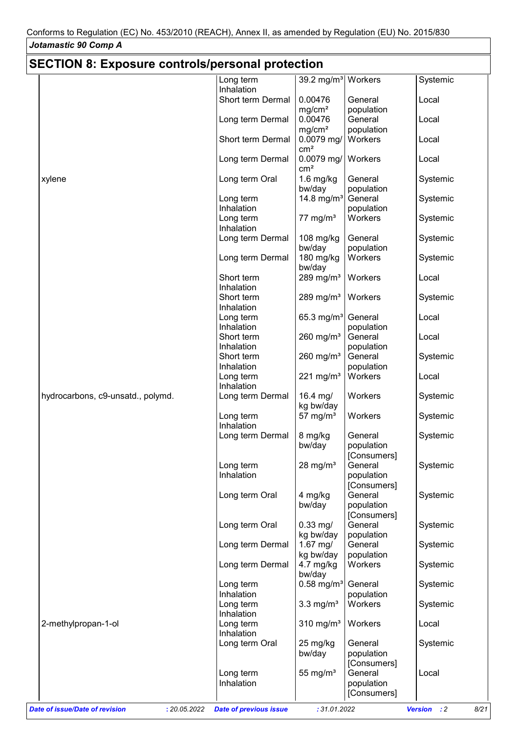## SECTION 8: Exposure controls/personal protection

| | | | | |
|---|---|---|---|---|
| | Long term Inhalation | 39.2 mg/m³ | Workers | Systemic |
| | Short term Dermal | 0.00476 mg/cm² | General population | Local |
| | Long term Dermal | 0.00476 mg/cm² | General population | Local |
| | Short term Dermal | 0.0079 mg/cm² | Workers | Local |
| | Long term Dermal | 0.0079 mg/cm² | Workers | Local |
| xylene | Long term Oral | 1.6 mg/kg bw/day | General population | Systemic |
| | Long term Inhalation | 14.8 mg/m³ | General population | Systemic |
| | Long term Inhalation | 77 mg/m³ | Workers | Systemic |
| | Long term Dermal | 108 mg/kg bw/day | General population | Systemic |
| | Long term Dermal | 180 mg/kg bw/day | Workers | Systemic |
| | Short term Inhalation | 289 mg/m³ | Workers | Local |
| | Short term Inhalation | 289 mg/m³ | Workers | Systemic |
| | Long term Inhalation | 65.3 mg/m³ | General population | Local |
| | Short term Inhalation | 260 mg/m³ | General population | Local |
| | Short term Inhalation | 260 mg/m³ | General population | Systemic |
| | Long term Inhalation | 221 mg/m³ | Workers | Local |
| hydrocarbons, c9-unsatd., polymd. | Long term Dermal | 16.4 mg/kg bw/day | Workers | Systemic |
| | Long term Inhalation | 57 mg/m³ | Workers | Systemic |
| | Long term Dermal | 8 mg/kg bw/day | General population [Consumers] | Systemic |
| | Long term Inhalation | 28 mg/m³ | General population [Consumers] | Systemic |
| | Long term Oral | 4 mg/kg bw/day | General population [Consumers] | Systemic |
| | Long term Oral | 0.33 mg/kg bw/day | General population | Systemic |
| | Long term Dermal | 1.67 mg/kg bw/day | General population | Systemic |
| | Long term Dermal | 4.7 mg/kg bw/day | Workers | Systemic |
| | Long term Inhalation | 0.58 mg/m³ | General population | Systemic |
| | Long term Inhalation | 3.3 mg/m³ | Workers | Systemic |
| 2-methylpropan-1-ol | Long term Inhalation | 310 mg/m³ | Workers | Local |
| | Long term Oral | 25 mg/kg bw/day | General population [Consumers] | Systemic |
| | Long term Inhalation | 55 mg/m³ | General population [Consumers] | Local |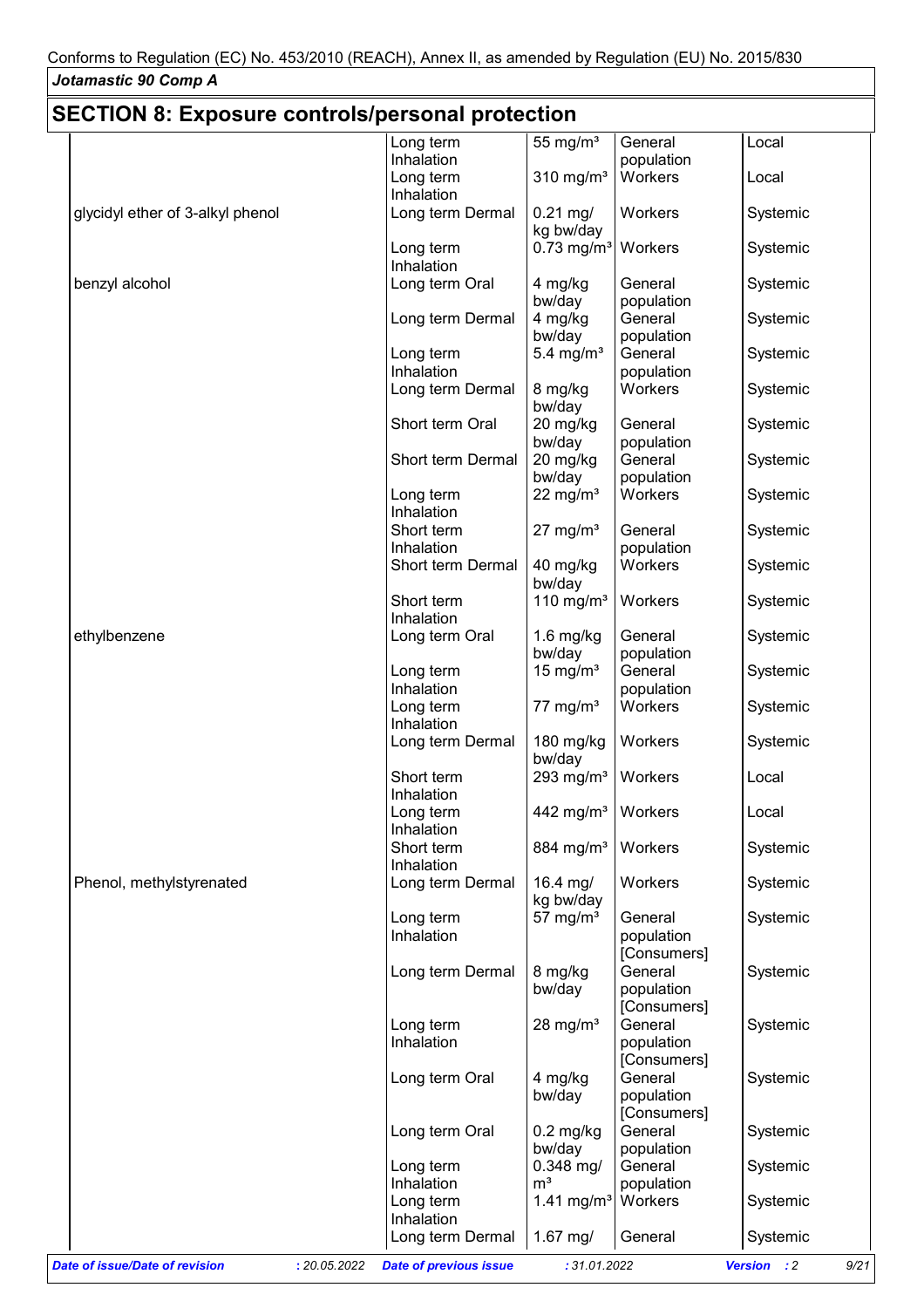## SECTION 8: Exposure controls/personal protection

| | | | | |
|---|---|---|---|---|
| | Long term Inhalation | 55 mg/m³ | General population | Local |
| | Long term Inhalation | 310 mg/m³ | Workers | Local |
| glycidyl ether of 3-alkyl phenol | Long term Dermal | 0.21 mg/kg bw/day | Workers | Systemic |
| | Long term Inhalation | 0.73 mg/m³ | Workers | Systemic |
| benzyl alcohol | Long term Oral | 4 mg/kg bw/day | General population | Systemic |
| | Long term Dermal | 4 mg/kg bw/day | General population | Systemic |
| | Long term Inhalation | 5.4 mg/m³ | General population | Systemic |
| | Long term Dermal | 8 mg/kg bw/day | Workers | Systemic |
| | Short term Oral | 20 mg/kg bw/day | General population | Systemic |
| | Short term Dermal | 20 mg/kg bw/day | General population | Systemic |
| | Long term Inhalation | 22 mg/m³ | Workers | Systemic |
| | Short term Inhalation | 27 mg/m³ | General population | Systemic |
| | Short term Dermal | 40 mg/kg bw/day | Workers | Systemic |
| | Short term Inhalation | 110 mg/m³ | Workers | Systemic |
| ethylbenzene | Long term Oral | 1.6 mg/kg bw/day | General population | Systemic |
| | Long term Inhalation | 15 mg/m³ | General population | Systemic |
| | Long term Inhalation | 77 mg/m³ | Workers | Systemic |
| | Long term Dermal | 180 mg/kg bw/day | Workers | Systemic |
| | Short term Inhalation | 293 mg/m³ | Workers | Local |
| | Long term Inhalation | 442 mg/m³ | Workers | Local |
| | Short term Inhalation | 884 mg/m³ | Workers | Systemic |
| Phenol, methylstyrenated | Long term Dermal | 16.4 mg/kg bw/day | Workers | Systemic |
| | Long term Inhalation | 57 mg/m³ | General population [Consumers] | Systemic |
| | Long term Dermal | 8 mg/kg bw/day | General population [Consumers] | Systemic |
| | Long term Inhalation | 28 mg/m³ | General population [Consumers] | Systemic |
| | Long term Oral | 4 mg/kg bw/day | General population [Consumers] | Systemic |
| | Long term Oral | 0.2 mg/kg bw/day | General population | Systemic |
| | Long term Inhalation | 0.348 mg/m³ | General population | Systemic |
| | Long term Inhalation | 1.41 mg/m³ | Workers | Systemic |
| | Long term Dermal | 1.67 mg/ | General | Systemic |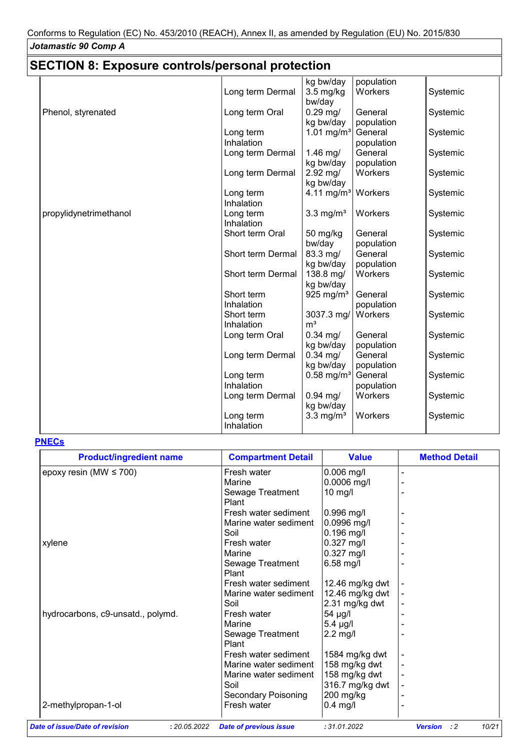Conforms to Regulation (EC) No. 453/2010 (REACH), Annex II, as amended by Regulation (EU) No. 2015/830

*Jotamastic 90 Comp A*

## SECTION 8: Exposure controls/personal protection

| | | | | |
|---|---|---|---|---|
| | | kg bw/day | population | |
| | Long term Dermal | 3.5 mg/kg bw/day | Workers | Systemic |
| Phenol, styrenated | Long term Oral | 0.29 mg/ kg bw/day | General population | Systemic |
| | Long term Inhalation | 1.01 mg/m³ | General population | Systemic |
| | Long term Dermal | 1.46 mg/ kg bw/day | General population | Systemic |
| | Long term Dermal | 2.92 mg/ kg bw/day | Workers | Systemic |
| | Long term Inhalation | 4.11 mg/m³ | Workers | Systemic |
| propylidynetrimethanol | Long term Inhalation | 3.3 mg/m³ | Workers | Systemic |
| | Short term Oral | 50 mg/kg bw/day | General population | Systemic |
| | Short term Dermal | 83.3 mg/ kg bw/day | General population | Systemic |
| | Short term Dermal | 138.8 mg/ kg bw/day | Workers | Systemic |
| | Short term Inhalation | 925 mg/m³ | General population | Systemic |
| | Short term Inhalation | 3037.3 mg/ m³ | Workers | Systemic |
| | Long term Oral | 0.34 mg/ kg bw/day | General population | Systemic |
| | Long term Dermal | 0.34 mg/ kg bw/day | General population | Systemic |
| | Long term Inhalation | 0.58 mg/m³ | General population | Systemic |
| | Long term Dermal | 0.94 mg/ kg bw/day | Workers | Systemic |
| | Long term Inhalation | 3.3 mg/m³ | Workers | Systemic |

**PNECs**

| Product/ingredient name | Compartment Detail | Value | Method Detail |
|---|---|---|---|
| epoxy resin (MW ≤ 700) | Fresh water | 0.006 mg/l | - |
| | Marine | 0.0006 mg/l | - |
| | Sewage Treatment Plant | 10 mg/l | - |
| | Fresh water sediment | 0.996 mg/l | - |
| | Marine water sediment | 0.0996 mg/l | - |
| | Soil | 0.196 mg/l | - |
| xylene | Fresh water | 0.327 mg/l | - |
| | Marine | 0.327 mg/l | - |
| | Sewage Treatment Plant | 6.58 mg/l | - |
| | Fresh water sediment | 12.46 mg/kg dwt | - |
| | Marine water sediment | 12.46 mg/kg dwt | - |
| | Soil | 2.31 mg/kg dwt | - |
| hydrocarbons, c9-unsatd., polymd. | Fresh water | 54 µg/l | - |
| | Marine | 5.4 µg/l | - |
| | Sewage Treatment Plant | 2.2 mg/l | - |
| | Fresh water sediment | 1584 mg/kg dwt | - |
| | Marine water sediment | 158 mg/kg dwt | - |
| | Marine water sediment | 158 mg/kg dwt | - |
| | Soil | 316.7 mg/kg dwt | - |
| | Secondary Poisoning | 200 mg/kg | - |
| 2-methylpropan-1-ol | Fresh water | 0.4 mg/l | - |

*Date of issue/Date of revision* : 20.05.2022 *Date of previous issue* : 31.01.2022 *Version* : 2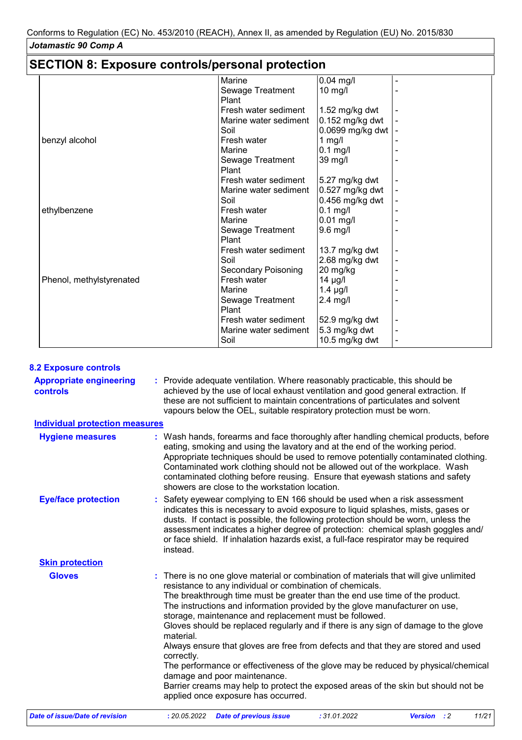## SECTION 8: Exposure controls/personal protection

| | | | |
|---|---|---|---|
| | Marine | 0.04 mg/l | - |
| | Sewage Treatment Plant | 10 mg/l | - |
| | Fresh water sediment | 1.52 mg/kg dwt | - |
| | Marine water sediment | 0.152 mg/kg dwt | - |
| | Soil | 0.0699 mg/kg dwt | - |
| benzyl alcohol | Fresh water | 1 mg/l | - |
| | Marine | 0.1 mg/l | - |
| | Sewage Treatment Plant | 39 mg/l | - |
| | Fresh water sediment | 5.27 mg/kg dwt | - |
| | Marine water sediment | 0.527 mg/kg dwt | - |
| | Soil | 0.456 mg/kg dwt | - |
| ethylbenzene | Fresh water | 0.1 mg/l | - |
| | Marine | 0.01 mg/l | - |
| | Sewage Treatment Plant | 9.6 mg/l | - |
| | Fresh water sediment | 13.7 mg/kg dwt | - |
| | Soil | 2.68 mg/kg dwt | - |
| | Secondary Poisoning | 20 mg/kg | - |
| Phenol, methylstyrenated | Fresh water | 14 µg/l | - |
| | Marine | 1.4 µg/l | - |
| | Sewage Treatment Plant | 2.4 mg/l | - |
| | Fresh water sediment | 52.9 mg/kg dwt | - |
| | Marine water sediment | 5.3 mg/kg dwt | - |
| | Soil | 10.5 mg/kg dwt | - |

### 8.2 Exposure controls

**Appropriate engineering controls** : Provide adequate ventilation. Where reasonably practicable, this should be achieved by the use of local exhaust ventilation and good general extraction. If these are not sufficient to maintain concentrations of particulates and solvent vapours below the OEL, suitable respiratory protection must be worn.

**Individual protection measures**

**Hygiene measures** : Wash hands, forearms and face thoroughly after handling chemical products, before eating, smoking and using the lavatory and at the end of the working period. Appropriate techniques should be used to remove potentially contaminated clothing. Contaminated work clothing should not be allowed out of the workplace. Wash contaminated clothing before reusing. Ensure that eyewash stations and safety showers are close to the workstation location.

**Eye/face protection** : Safety eyewear complying to EN 166 should be used when a risk assessment indicates this is necessary to avoid exposure to liquid splashes, mists, gases or dusts. If contact is possible, the following protection should be worn, unless the assessment indicates a higher degree of protection: chemical splash goggles and/or face shield. If inhalation hazards exist, a full-face respirator may be required instead.

**Skin protection**

**Gloves** : There is no one glove material or combination of materials that will give unlimited resistance to any individual or combination of chemicals.
The breakthrough time must be greater than the end use time of the product.
The instructions and information provided by the glove manufacturer on use, storage, maintenance and replacement must be followed.
Gloves should be replaced regularly and if there is any sign of damage to the glove material.
Always ensure that gloves are free from defects and that they are stored and used correctly.
The performance or effectiveness of the glove may be reduced by physical/chemical damage and poor maintenance.
Barrier creams may help to protect the exposed areas of the skin but should not be applied once exposure has occurred.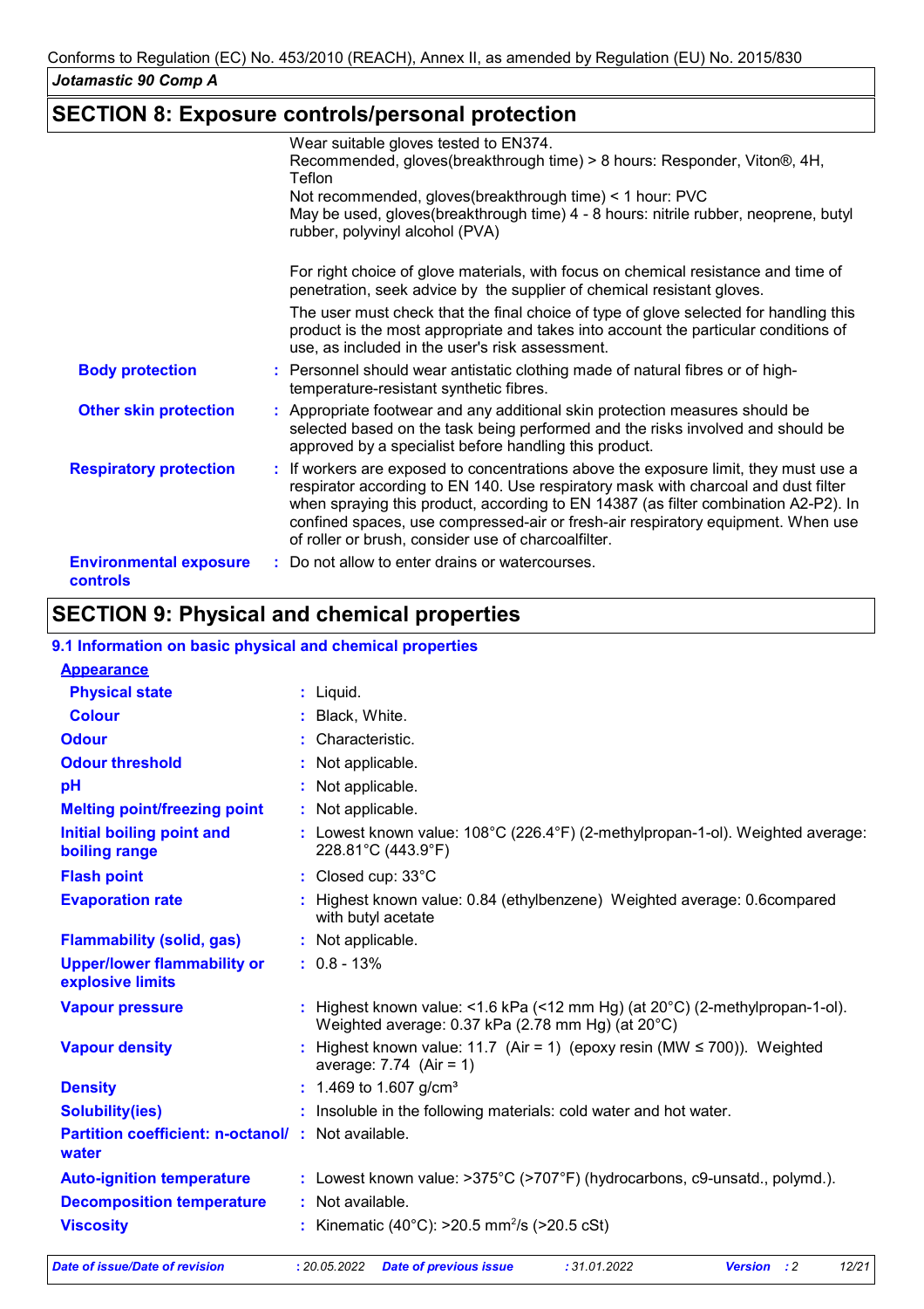## SECTION 8: Exposure controls/personal protection

Wear suitable gloves tested to EN374.
Recommended, gloves(breakthrough time) > 8 hours: Responder, Viton®, 4H, Teflon
Not recommended, gloves(breakthrough time) < 1 hour: PVC
May be used, gloves(breakthrough time) 4 - 8 hours: nitrile rubber, neoprene, butyl rubber, polyvinyl alcohol (PVA)

For right choice of glove materials, with focus on chemical resistance and time of penetration, seek advice by the supplier of chemical resistant gloves.

The user must check that the final choice of type of glove selected for handling this product is the most appropriate and takes into account the particular conditions of use, as included in the user's risk assessment.

**Body protection** : Personnel should wear antistatic clothing made of natural fibres or of high-temperature-resistant synthetic fibres.

**Other skin protection** : Appropriate footwear and any additional skin protection measures should be selected based on the task being performed and the risks involved and should be approved by a specialist before handling this product.

**Respiratory protection** : If workers are exposed to concentrations above the exposure limit, they must use a respirator according to EN 140. Use respiratory mask with charcoal and dust filter when spraying this product, according to EN 14387 (as filter combination A2-P2). In confined spaces, use compressed-air or fresh-air respiratory equipment. When use of roller or brush, consider use of charcoalfilter.

**Environmental exposure controls** : Do not allow to enter drains or watercourses.

## SECTION 9: Physical and chemical properties

### 9.1 Information on basic physical and chemical properties

**Appearance**

| Property | Value |
|---|---|
| Physical state | Liquid. |
| Colour | Black, White. |
| Odour | Characteristic. |
| Odour threshold | Not applicable. |
| pH | Not applicable. |
| Melting point/freezing point | Not applicable. |
| Initial boiling point and boiling range | Lowest known value: 108°C (226.4°F) (2-methylpropan-1-ol). Weighted average: 228.81°C (443.9°F) |
| Flash point | Closed cup: 33°C |
| Evaporation rate | Highest known value: 0.84 (ethylbenzene) Weighted average: 0.6compared with butyl acetate |
| Flammability (solid, gas) | Not applicable. |
| Upper/lower flammability or explosive limits | 0.8 - 13% |
| Vapour pressure | Highest known value: <1.6 kPa (<12 mm Hg) (at 20°C) (2-methylpropan-1-ol). Weighted average: 0.37 kPa (2.78 mm Hg) (at 20°C) |
| Vapour density | Highest known value: 11.7 (Air = 1) (epoxy resin (MW ≤ 700)). Weighted average: 7.74 (Air = 1) |
| Density | 1.469 to 1.607 g/cm³ |
| Solubility(ies) | Insoluble in the following materials: cold water and hot water. |
| Partition coefficient: n-octanol/water | Not available. |
| Auto-ignition temperature | Lowest known value: >375°C (>707°F) (hydrocarbons, c9-unsatd., polymd.). |
| Decomposition temperature | Not available. |
| Viscosity | Kinematic (40°C): >20.5 $mm^2/s$ (>20.5 cSt) |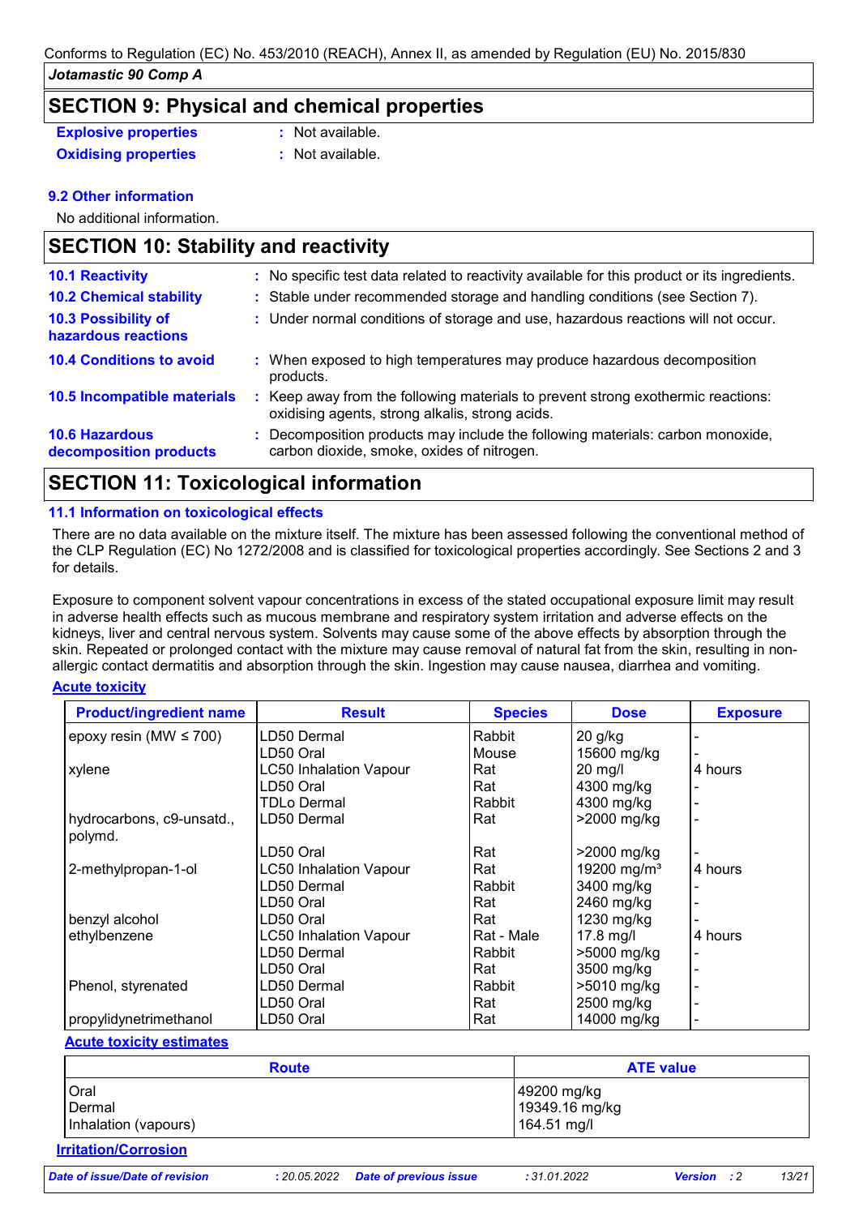## SECTION 9: Physical and chemical properties

**Explosive properties** : Not available.

**Oxidising properties** : Not available.

### 9.2 Other information

No additional information.

## SECTION 10: Stability and reactivity

**10.1 Reactivity** : No specific test data related to reactivity available for this product or its ingredients.

**10.2 Chemical stability** : Stable under recommended storage and handling conditions (see Section 7).

**10.3 Possibility of hazardous reactions** : Under normal conditions of storage and use, hazardous reactions will not occur.

**10.4 Conditions to avoid** : When exposed to high temperatures may produce hazardous decomposition products.

**10.5 Incompatible materials** : Keep away from the following materials to prevent strong exothermic reactions: oxidising agents, strong alkalis, strong acids.

**10.6 Hazardous decomposition products** : Decomposition products may include the following materials: carbon monoxide, carbon dioxide, smoke, oxides of nitrogen.

## SECTION 11: Toxicological information

### 11.1 Information on toxicological effects

There are no data available on the mixture itself. The mixture has been assessed following the conventional method of the CLP Regulation (EC) No 1272/2008 and is classified for toxicological properties accordingly. See Sections 2 and 3 for details.

Exposure to component solvent vapour concentrations in excess of the stated occupational exposure limit may result in adverse health effects such as mucous membrane and respiratory system irritation and adverse effects on the kidneys, liver and central nervous system. Solvents may cause some of the above effects by absorption through the skin. Repeated or prolonged contact with the mixture may cause removal of natural fat from the skin, resulting in non-allergic contact dermatitis and absorption through the skin. Ingestion may cause nausea, diarrhea and vomiting.

**Acute toxicity**

| Product/ingredient name | Result | Species | Dose | Exposure |
|---|---|---|---|---|
| epoxy resin (MW ≤ 700) | LD50 Dermal | Rabbit | 20 g/kg | - |
| | LD50 Oral | Mouse | 15600 mg/kg | - |
| xylene | LC50 Inhalation Vapour | Rat | 20 mg/l | 4 hours |
| | LD50 Oral | Rat | 4300 mg/kg | - |
| | TDLo Dermal | Rabbit | 4300 mg/kg | - |
| hydrocarbons, c9-unsatd., polymd. | LD50 Dermal | Rat | >2000 mg/kg | - |
| | LD50 Oral | Rat | >2000 mg/kg | - |
| 2-methylpropan-1-ol | LC50 Inhalation Vapour | Rat | 19200 mg/m³ | 4 hours |
| | LD50 Dermal | Rabbit | 3400 mg/kg | - |
| | LD50 Oral | Rat | 2460 mg/kg | - |
| benzyl alcohol | LD50 Oral | Rat | 1230 mg/kg | - |
| ethylbenzene | LC50 Inhalation Vapour | Rat - Male | 17.8 mg/l | 4 hours |
| | LD50 Dermal | Rabbit | >5000 mg/kg | - |
| | LD50 Oral | Rat | 3500 mg/kg | - |
| Phenol, styrenated | LD50 Dermal | Rabbit | >5010 mg/kg | - |
| | LD50 Oral | Rat | 2500 mg/kg | - |
| propylidynetrimethanol | LD50 Oral | Rat | 14000 mg/kg | - |

**Acute toxicity estimates**

| Route | ATE value |
|---|---|
| Oral | 49200 mg/kg |
| Dermal | 19349.16 mg/kg |
| Inhalation (vapours) | 164.51 mg/l |

**Irritation/Corrosion**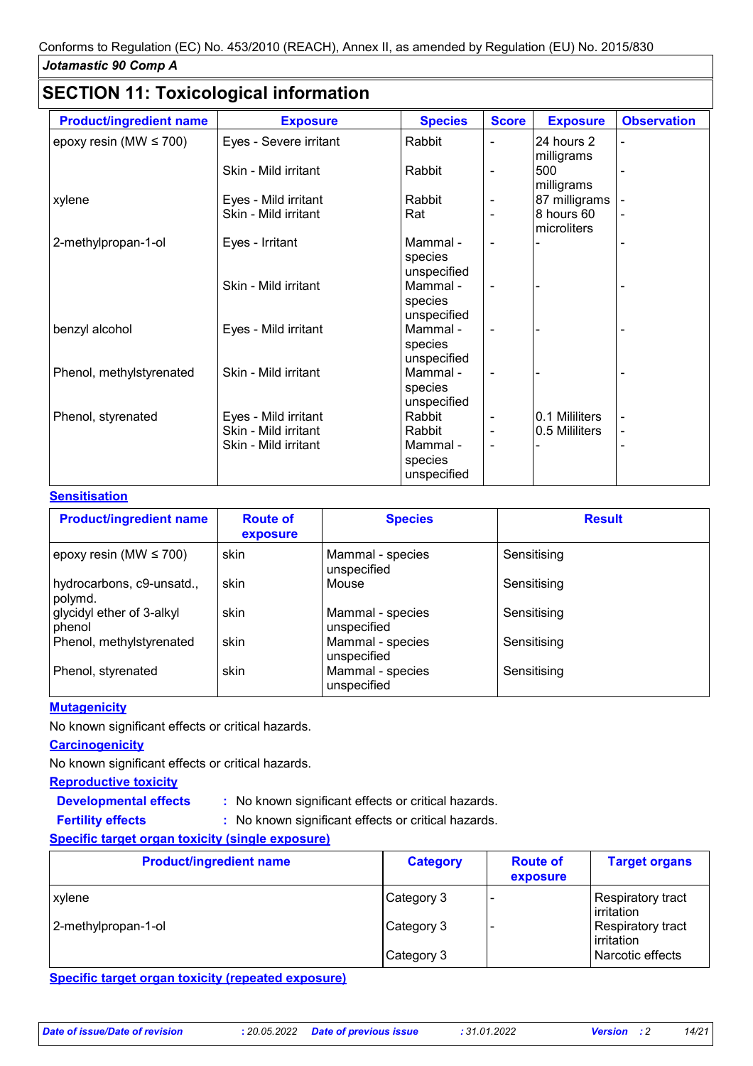## SECTION 11: Toxicological information

| Product/ingredient name | Exposure | Species | Score | Exposure | Observation |
|---|---|---|---|---|---|
| epoxy resin (MW ≤ 700) | Eyes - Severe irritant | Rabbit | - | 24 hours 2 milligrams | - |
| | Skin - Mild irritant | Rabbit | - | 500 milligrams | - |
| xylene | Eyes - Mild irritant | Rabbit | - | 87 milligrams | - |
| | Skin - Mild irritant | Rat | - | 8 hours 60 microliters | - |
| 2-methylpropan-1-ol | Eyes - Irritant | Mammal - species unspecified | - | - | - |
| | Skin - Mild irritant | Mammal - species unspecified | - | - | - |
| benzyl alcohol | Eyes - Mild irritant | Mammal - species unspecified | - | - | - |
| Phenol, methylstyrenated | Skin - Mild irritant | Mammal - species unspecified | - | - | - |
| Phenol, styrenated | Eyes - Mild irritant | Rabbit | - | 0.1 Mililiters | - |
| | Skin - Mild irritant | Rabbit | - | 0.5 Mililiters | - |
| | Skin - Mild irritant | Mammal - species unspecified | - | - | - |

**Sensitisation**

| Product/ingredient name | Route of exposure | Species | Result |
|---|---|---|---|
| epoxy resin (MW ≤ 700) | skin | Mammal - species unspecified | Sensitising |
| hydrocarbons, c9-unsatd., polymd. | skin | Mouse | Sensitising |
| glycidyl ether of 3-alkyl phenol | skin | Mammal - species unspecified | Sensitising |
| Phenol, methylstyrenated | skin | Mammal - species unspecified | Sensitising |
| Phenol, styrenated | skin | Mammal - species unspecified | Sensitising |

**Mutagenicity**

No known significant effects or critical hazards.

**Carcinogenicity**

No known significant effects or critical hazards.

**Reproductive toxicity**

**Developmental effects** : No known significant effects or critical hazards.

**Fertility effects** : No known significant effects or critical hazards.

**Specific target organ toxicity (single exposure)**

| Product/ingredient name | Category | Route of exposure | Target organs |
|---|---|---|---|
| xylene | Category 3 | - | Respiratory tract irritation |
| 2-methylpropan-1-ol | Category 3 | - | Respiratory tract irritation |
| | Category 3 | | Narcotic effects |

**Specific target organ toxicity (repeated exposure)**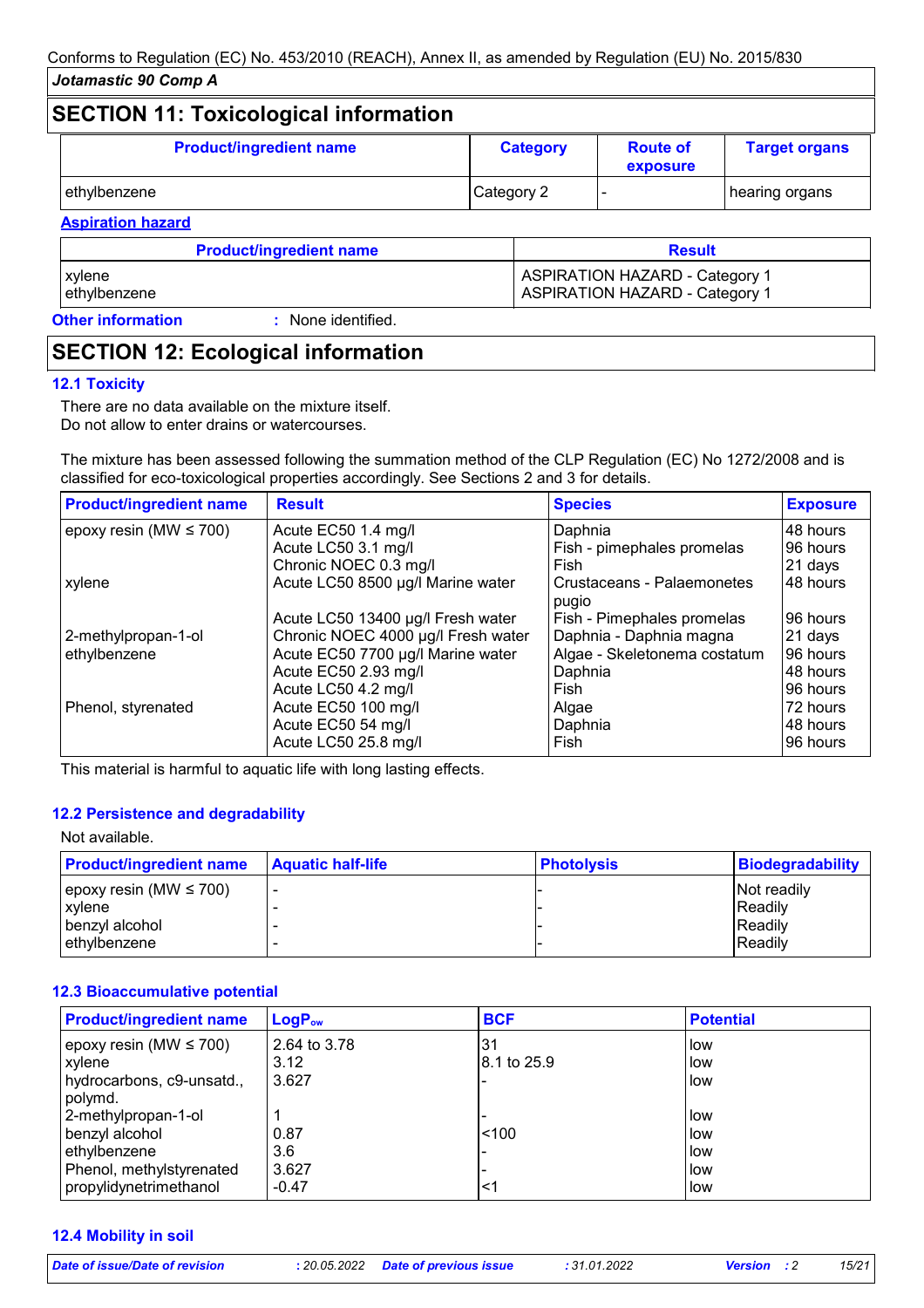## SECTION 11: Toxicological information

| Product/ingredient name | Category | Route of exposure | Target organs |
|---|---|---|---|
| ethylbenzene | Category 2 | - | hearing organs |

**Aspiration hazard**

| Product/ingredient name | Result |
|---|---|
| xylene<br>ethylbenzene | ASPIRATION HAZARD - Category 1<br>ASPIRATION HAZARD - Category 1 |

**Other information** : None identified.

## SECTION 12: Ecological information

### 12.1 Toxicity

There are no data available on the mixture itself.
Do not allow to enter drains or watercourses.

The mixture has been assessed following the summation method of the CLP Regulation (EC) No 1272/2008 and is classified for eco-toxicological properties accordingly. See Sections 2 and 3 for details.

| Product/ingredient name | Result | Species | Exposure |
|---|---|---|---|
| epoxy resin (MW ≤ 700) | Acute EC50 1.4 mg/l | Daphnia | 48 hours |
| | Acute LC50 3.1 mg/l | Fish - pimephales promelas | 96 hours |
| | Chronic NOEC 0.3 mg/l | Fish | 21 days |
| xylene | Acute LC50 8500 µg/l Marine water | Crustaceans - Palaemonetes pugio | 48 hours |
| | Acute LC50 13400 µg/l Fresh water | Fish - Pimephales promelas | 96 hours |
| 2-methylpropan-1-ol | Chronic NOEC 4000 µg/l Fresh water | Daphnia - Daphnia magna | 21 days |
| ethylbenzene | Acute EC50 7700 µg/l Marine water | Algae - Skeletonema costatum | 96 hours |
| | Acute EC50 2.93 mg/l | Daphnia | 48 hours |
| | Acute LC50 4.2 mg/l | Fish | 96 hours |
| Phenol, styrenated | Acute EC50 100 mg/l | Algae | 72 hours |
| | Acute EC50 54 mg/l | Daphnia | 48 hours |
| | Acute LC50 25.8 mg/l | Fish | 96 hours |

This material is harmful to aquatic life with long lasting effects.

### 12.2 Persistence and degradability

Not available.

| Product/ingredient name | Aquatic half-life | Photolysis | Biodegradability |
|---|---|---|---|
| epoxy resin (MW ≤ 700) | - | - | Not readily |
| xylene | - | - | Readily |
| benzyl alcohol | - | - | Readily |
| ethylbenzene | - | - | Readily |

### 12.3 Bioaccumulative potential

| Product/ingredient name | $LogP_{ow}$ | BCF | Potential |
|---|---|---|---|
| epoxy resin (MW ≤ 700) | 2.64 to 3.78 | 31 | low |
| xylene | 3.12 | 8.1 to 25.9 | low |
| hydrocarbons, c9-unsatd., polymd. | 3.627 | - | low |
| 2-methylpropan-1-ol | 1 | - | low |
| benzyl alcohol | 0.87 | <100 | low |
| ethylbenzene | 3.6 | - | low |
| Phenol, methylstyrenated | 3.627 | - | low |
| propylidynetrimethanol | -0.47 | <1 | low |

### 12.4 Mobility in soil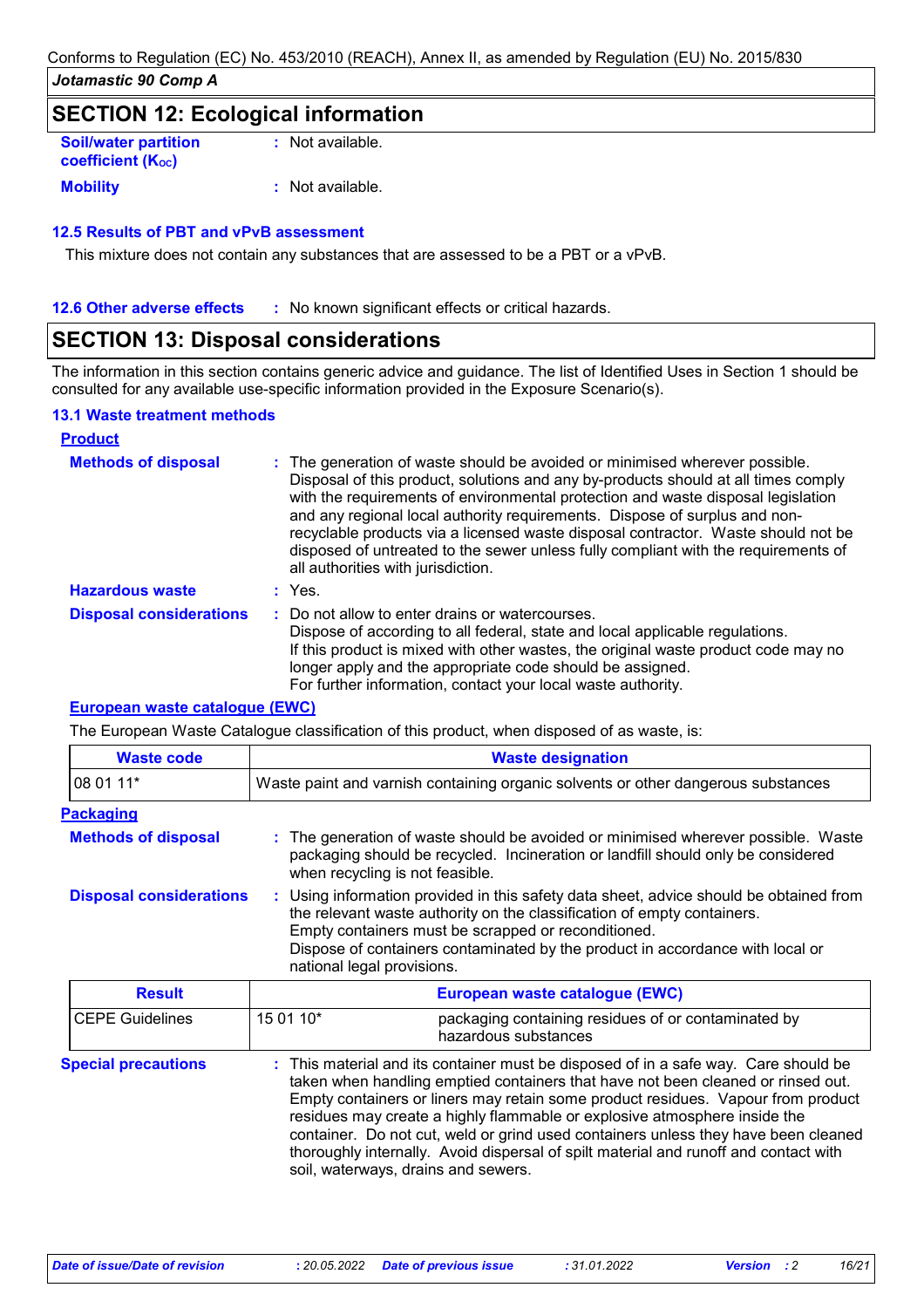## SECTION 12: Ecological information

**Soil/water partition coefficient ($K_{OC}$)** : Not available.

**Mobility** : Not available.

### 12.5 Results of PBT and vPvB assessment

This mixture does not contain any substances that are assessed to be a PBT or a vPvB.

**12.6 Other adverse effects** : No known significant effects or critical hazards.

## SECTION 13: Disposal considerations

The information in this section contains generic advice and guidance. The list of Identified Uses in Section 1 should be consulted for any available use-specific information provided in the Exposure Scenario(s).

### 13.1 Waste treatment methods

**Product**

**Methods of disposal** : The generation of waste should be avoided or minimised wherever possible. Disposal of this product, solutions and any by-products should at all times comply with the requirements of environmental protection and waste disposal legislation and any regional local authority requirements. Dispose of surplus and non-recyclable products via a licensed waste disposal contractor. Waste should not be disposed of untreated to the sewer unless fully compliant with the requirements of all authorities with jurisdiction.

**Hazardous waste** : Yes.

**Disposal considerations** : Do not allow to enter drains or watercourses.
Dispose of according to all federal, state and local applicable regulations.
If this product is mixed with other wastes, the original waste product code may no longer apply and the appropriate code should be assigned.
For further information, contact your local waste authority.

**European waste catalogue (EWC)**

The European Waste Catalogue classification of this product, when disposed of as waste, is:

| Waste code | Waste designation |
|---|---|
| 08 01 11* | Waste paint and varnish containing organic solvents or other dangerous substances |

**Packaging**

**Methods of disposal** : The generation of waste should be avoided or minimised wherever possible. Waste packaging should be recycled. Incineration or landfill should only be considered when recycling is not feasible.

**Disposal considerations** : Using information provided in this safety data sheet, advice should be obtained from the relevant waste authority on the classification of empty containers.
Empty containers must be scrapped or reconditioned.
Dispose of containers contaminated by the product in accordance with local or national legal provisions.

| Result | European waste catalogue (EWC) | |
|---|---|---|
| CEPE Guidelines | 15 01 10* | packaging containing residues of or contaminated by hazardous substances |

**Special precautions** : This material and its container must be disposed of in a safe way. Care should be taken when handling emptied containers that have not been cleaned or rinsed out. Empty containers or liners may retain some product residues. Vapour from product residues may create a highly flammable or explosive atmosphere inside the container. Do not cut, weld or grind used containers unless they have been cleaned thoroughly internally. Avoid dispersal of spilt material and runoff and contact with soil, waterways, drains and sewers.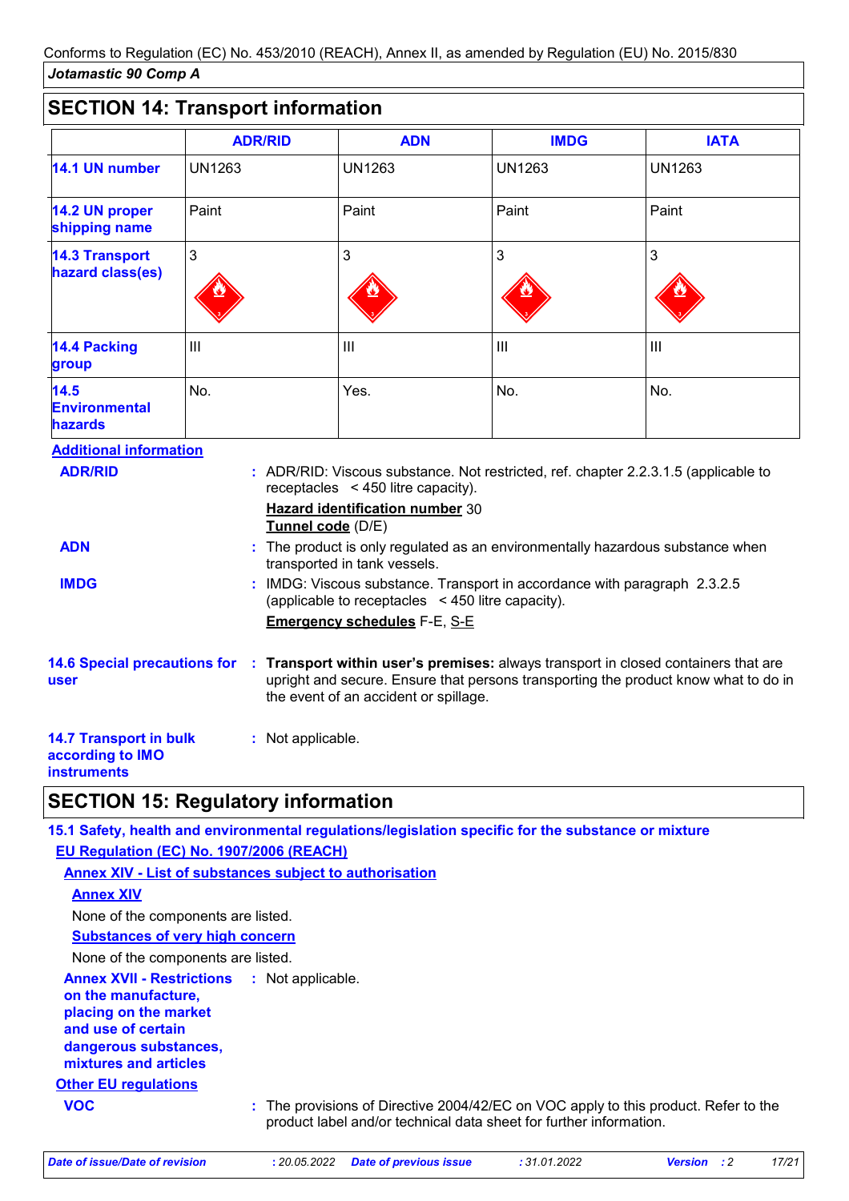Conforms to Regulation (EC) No. 453/2010 (REACH), Annex II, as amended by Regulation (EU) No. 2015/830

*Jotamastic 90 Comp A*

## SECTION 14: Transport information

| | ADR/RID | ADN | IMDG | IATA |
|---|---|---|---|---|
| **14.1 UN number** | UN1263 | UN1263 | UN1263 | UN1263 |
| **14.2 UN proper shipping name** | Paint | Paint | Paint | Paint |
| **14.3 Transport hazard class(es)** | 3 | 3 | 3 | 3 |
| **14.4 Packing group** | III | III | III | III |
| **14.5 Environmental hazards** | No. | Yes. | No. | No. |

**Additional information**

**ADR/RID** : ADR/RID: Viscous substance. Not restricted, ref. chapter 2.2.3.1.5 (applicable to receptacles < 450 litre capacity).

**Hazard identification number** 30
**Tunnel code** (D/E)

**ADN** : The product is only regulated as an environmentally hazardous substance when transported in tank vessels.

**IMDG** : IMDG: Viscous substance. Transport in accordance with paragraph 2.3.2.5 (applicable to receptacles < 450 litre capacity).

**Emergency schedules** F-E, S-E

**14.6 Special precautions for user** : **Transport within user's premises:** always transport in closed containers that are upright and secure. Ensure that persons transporting the product know what to do in the event of an accident or spillage.

**14.7 Transport in bulk according to IMO instruments** : Not applicable.

## SECTION 15: Regulatory information

**15.1 Safety, health and environmental regulations/legislation specific for the substance or mixture**

**EU Regulation (EC) No. 1907/2006 (REACH)**

**Annex XIV - List of substances subject to authorisation**

**Annex XIV**

None of the components are listed.

**Substances of very high concern**

None of the components are listed.

**Annex XVII - Restrictions on the manufacture, placing on the market and use of certain dangerous substances, mixtures and articles** : Not applicable.

**Other EU regulations**

**VOC** : The provisions of Directive 2004/42/EC on VOC apply to this product. Refer to the product label and/or technical data sheet for further information.

*Date of issue/Date of revision* : 20.05.2022 *Date of previous issue* : 31.01.2022 *Version* : 2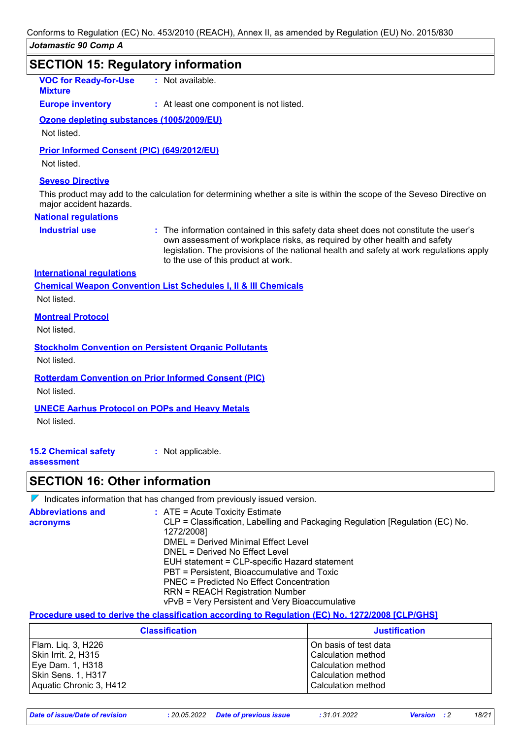## SECTION 15: Regulatory information

**VOC for Ready-for-Use Mixture** : Not available.

**Europe inventory** : At least one component is not listed.

**Ozone depleting substances (1005/2009/EU)**

Not listed.

**Prior Informed Consent (PIC) (649/2012/EU)**

Not listed.

**Seveso Directive**

This product may add to the calculation for determining whether a site is within the scope of the Seveso Directive on major accident hazards.

**National regulations**

**Industrial use** : The information contained in this safety data sheet does not constitute the user's own assessment of workplace risks, as required by other health and safety legislation. The provisions of the national health and safety at work regulations apply to the use of this product at work.

**International regulations**

**Chemical Weapon Convention List Schedules I, II & III Chemicals**

Not listed.

**Montreal Protocol**

Not listed.

**Stockholm Convention on Persistent Organic Pollutants**

Not listed.

**Rotterdam Convention on Prior Informed Consent (PIC)**

Not listed.

**UNECE Aarhus Protocol on POPs and Heavy Metals**

Not listed.

**15.2 Chemical safety assessment** : Not applicable.

## SECTION 16: Other information

Indicates information that has changed from previously issued version.

**Abbreviations and acronyms** :
ATE = Acute Toxicity Estimate
CLP = Classification, Labelling and Packaging Regulation [Regulation (EC) No. 1272/2008]
DMEL = Derived Minimal Effect Level
DNEL = Derived No Effect Level
EUH statement = CLP-specific Hazard statement
PBT = Persistent, Bioaccumulative and Toxic
PNEC = Predicted No Effect Concentration
RRN = REACH Registration Number
vPvB = Very Persistent and Very Bioaccumulative

**Procedure used to derive the classification according to Regulation (EC) No. 1272/2008 [CLP/GHS]**

| Classification | Justification |
|---|---|
| Flam. Liq. 3, H226 | On basis of test data |
| Skin Irrit. 2, H315 | Calculation method |
| Eye Dam. 1, H318 | Calculation method |
| Skin Sens. 1, H317 | Calculation method |
| Aquatic Chronic 3, H412 | Calculation method |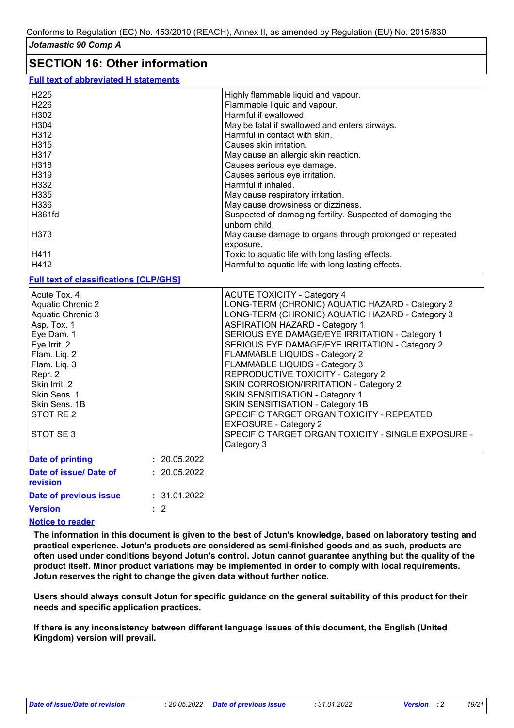Conforms to Regulation (EC) No. 453/2010 (REACH), Annex II, as amended by Regulation (EU) No. 2015/830

*Jotamastic 90 Comp A*

## SECTION 16: Other information

**Full text of abbreviated H statements**

| | |
|---|---|
| H225 | Highly flammable liquid and vapour. |
| H226 | Flammable liquid and vapour. |
| H302 | Harmful if swallowed. |
| H304 | May be fatal if swallowed and enters airways. |
| H312 | Harmful in contact with skin. |
| H315 | Causes skin irritation. |
| H317 | May cause an allergic skin reaction. |
| H318 | Causes serious eye damage. |
| H319 | Causes serious eye irritation. |
| H332 | Harmful if inhaled. |
| H335 | May cause respiratory irritation. |
| H336 | May cause drowsiness or dizziness. |
| H361fd | Suspected of damaging fertility. Suspected of damaging the unborn child. |
| H373 | May cause damage to organs through prolonged or repeated exposure. |
| H411 | Toxic to aquatic life with long lasting effects. |
| H412 | Harmful to aquatic life with long lasting effects. |

**Full text of classifications [CLP/GHS]**

| | |
|---|---|
| Acute Tox. 4 | ACUTE TOXICITY - Category 4 |
| Aquatic Chronic 2 | LONG-TERM (CHRONIC) AQUATIC HAZARD - Category 2 |
| Aquatic Chronic 3 | LONG-TERM (CHRONIC) AQUATIC HAZARD - Category 3 |
| Asp. Tox. 1 | ASPIRATION HAZARD - Category 1 |
| Eye Dam. 1 | SERIOUS EYE DAMAGE/EYE IRRITATION - Category 1 |
| Eye Irrit. 2 | SERIOUS EYE DAMAGE/EYE IRRITATION - Category 2 |
| Flam. Liq. 2 | FLAMMABLE LIQUIDS - Category 2 |
| Flam. Liq. 3 | FLAMMABLE LIQUIDS - Category 3 |
| Repr. 2 | REPRODUCTIVE TOXICITY - Category 2 |
| Skin Irrit. 2 | SKIN CORROSION/IRRITATION - Category 2 |
| Skin Sens. 1 | SKIN SENSITISATION - Category 1 |
| Skin Sens. 1B | SKIN SENSITISATION - Category 1B |
| STOT RE 2 | SPECIFIC TARGET ORGAN TOXICITY - REPEATED EXPOSURE - Category 2 |
| STOT SE 3 | SPECIFIC TARGET ORGAN TOXICITY - SINGLE EXPOSURE - Category 3 |

**Date of printing** : 20.05.2022

**Date of issue/ Date of revision** : 20.05.2022

**Date of previous issue** : 31.01.2022

**Version** : 2

**Notice to reader**

**The information in this document is given to the best of Jotun's knowledge, based on laboratory testing and practical experience. Jotun's products are considered as semi-finished goods and as such, products are often used under conditions beyond Jotun's control. Jotun cannot guarantee anything but the quality of the product itself. Minor product variations may be implemented in order to comply with local requirements. Jotun reserves the right to change the given data without further notice.**

**Users should always consult Jotun for specific guidance on the general suitability of this product for their needs and specific application practices.**

**If there is any inconsistency between different language issues of this document, the English (United Kingdom) version will prevail.**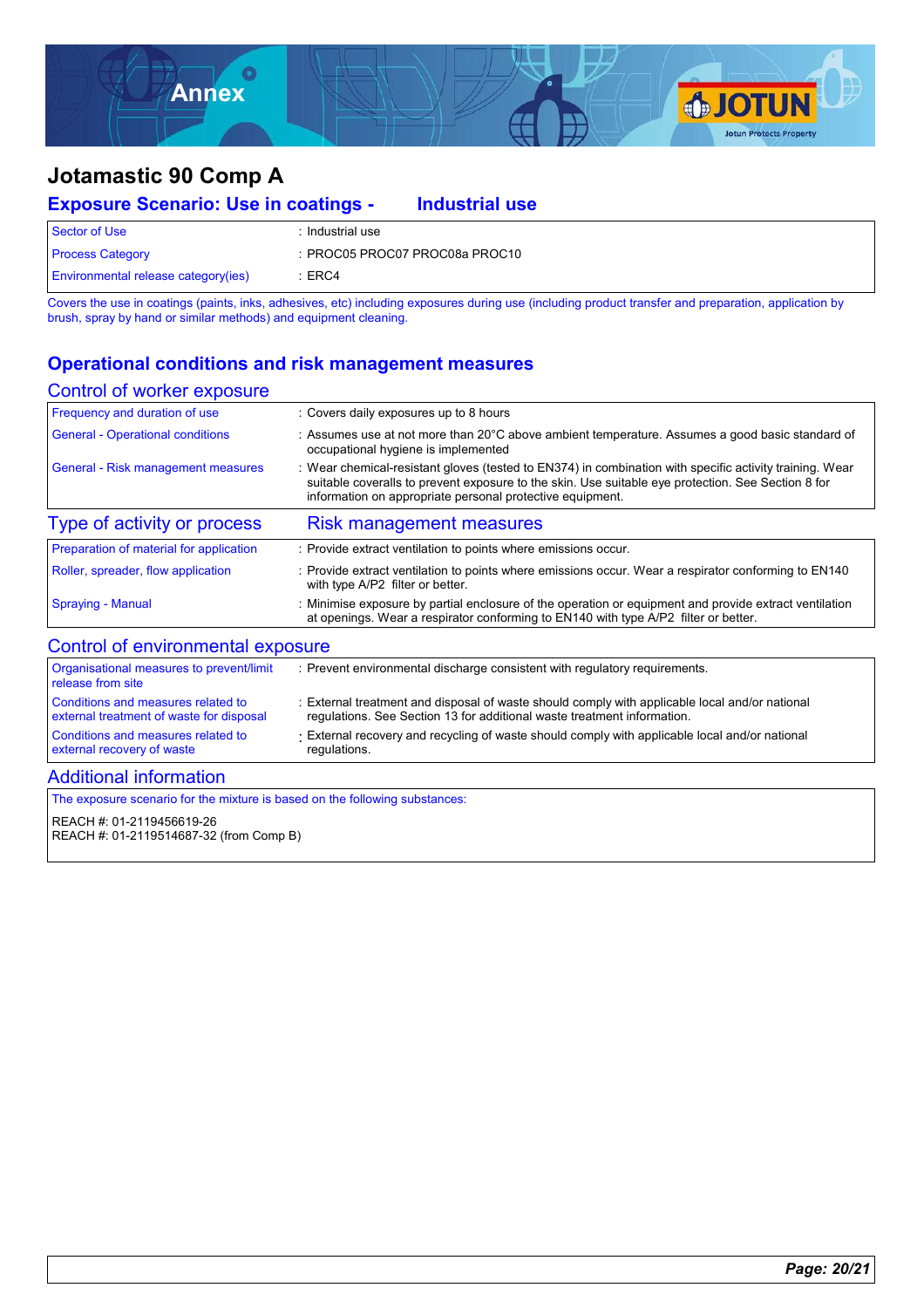# Jotamastic 90 Comp A

## Exposure Scenario: Use in coatings - Industrial use

| | |
|---|---|
| Sector of Use | : Industrial use |
| Process Category | : PROC05 PROC07 PROC08a PROC10 |
| Environmental release category(ies) | : ERC4 |

Covers the use in coatings (paints, inks, adhesives, etc) including exposures during use (including product transfer and preparation, application by brush, spray by hand or similar methods) and equipment cleaning.

## Operational conditions and risk management measures

### Control of worker exposure

| | |
|---|---|
| Frequency and duration of use | : Covers daily exposures up to 8 hours |
| General - Operational conditions | : Assumes use at not more than 20°C above ambient temperature. Assumes a good standard of occupational hygiene is implemented |
| General - Risk management measures | : Wear chemical-resistant gloves (tested to EN374) in combination with specific activity training. Wear suitable coveralls to prevent exposure to the skin. Use suitable eye protection. See Section 8 for information on appropriate personal protective equipment. |

| Type of activity or process | Risk management measures |
|---|---|
| Preparation of material for application | : Provide extract ventilation to points where emissions occur. |
| Roller, spreader, flow application | : Provide extract ventilation to points where emissions occur. Wear a respirator conforming to EN140 with type A/P2 filter or better. |
| Spraying - Manual | : Minimise exposure by partial enclosure of the operation or equipment and provide extract ventilation at openings. Wear a respirator conforming to EN140 with type A/P2 filter or better. |

### Control of environmental exposure

| | |
|---|---|
| Organisational measures to prevent/limit release from site | : Prevent environmental discharge consistent with regulatory requirements. |
| Conditions and measures related to external treatment of waste for disposal | : External treatment and disposal of waste should comply with applicable local and/or national regulations. See Section 13 for additional waste treatment information. |
| Conditions and measures related to external recovery of waste | : External recovery and recycling of waste should comply with applicable local and/or national regulations. |

### Additional information

The exposure scenario for the mixture is based on the following substances:

REACH #: 01-2119456619-26
REACH #: 01-2119514687-32 (from Comp B)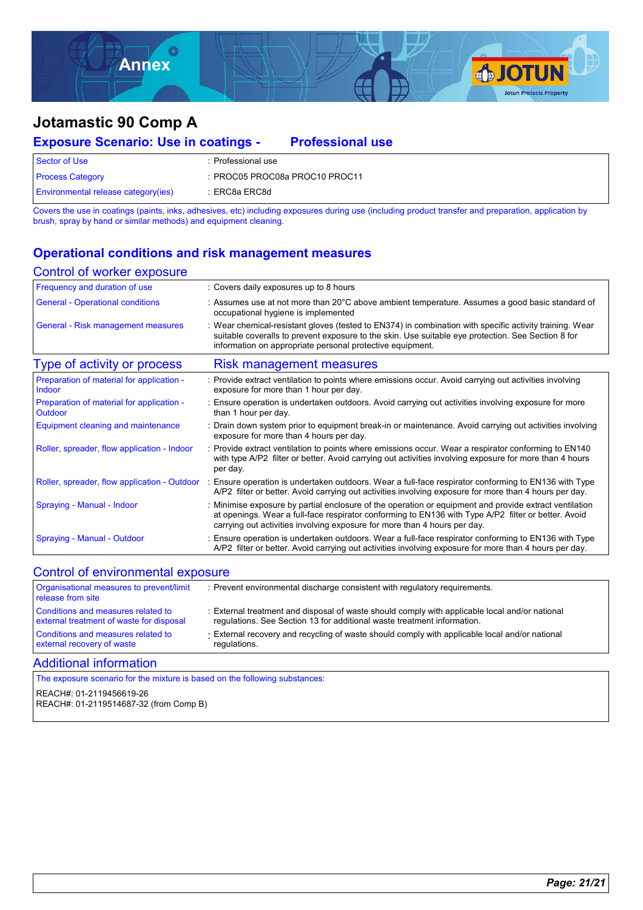# Jotamastic 90 Comp A

## Exposure Scenario: Use in coatings - Professional use

| | |
|---|---|
| Sector of Use | : Professional use |
| Process Category | : PROC05 PROC08a PROC10 PROC11 |
| Environmental release category(ies) | : ERC8a ERC8d |

Covers the use in coatings (paints, inks, adhesives, etc) including exposures during use (including product transfer and preparation, application by brush, spray by hand or similar methods) and equipment cleaning.

## Operational conditions and risk management measures

### Control of worker exposure

| | |
|---|---|
| Frequency and duration of use | : Covers daily exposures up to 8 hours |
| General - Operational conditions | : Assumes use at not more than 20°C above ambient temperature. Assumes a good basic standard of occupational hygiene is implemented |
| General - Risk management measures | : Wear chemical-resistant gloves (tested to EN374) in combination with specific activity training. Wear suitable coveralls to prevent exposure to the skin. Use suitable eye protection. See Section 8 for information on appropriate personal protective equipment. |

| Type of activity or process | Risk management measures |
|---|---|
| Preparation of material for application - Indoor | : Provide extract ventilation to points where emissions occur. Avoid carrying out activities involving exposure for more than 1 hour per day. |
| Preparation of material for application - Outdoor | : Ensure operation is undertaken outdoors. Avoid carrying out activities involving exposure for more than 1 hour per day. |
| Equipment cleaning and maintenance | : Drain down system prior to equipment break-in or maintenance. Avoid carrying out activities involving exposure for more than 4 hours per day. |
| Roller, spreader, flow application - Indoor | : Provide extract ventilation to points where emissions occur. Wear a respirator conforming to EN140 with type A/P2 filter or better. Avoid carrying out activities involving exposure for more than 4 hours per day. |
| Roller, spreader, flow application - Outdoor | : Ensure operation is undertaken outdoors. Wear a full-face respirator conforming to EN136 with Type A/P2 filter or better. Avoid carrying out activities involving exposure for more than 4 hours per day. |
| Spraying - Manual - Indoor | : Minimise exposure by partial enclosure of the operation or equipment and provide extract ventilation at openings. Wear a full-face respirator conforming to EN136 with Type A/P2 filter or better. Avoid carrying out activities involving exposure for more than 4 hours per day. |
| Spraying - Manual - Outdoor | : Ensure operation is undertaken outdoors. Wear a full-face respirator conforming to EN136 with Type A/P2 filter or better. Avoid carrying out activities involving exposure for more than 4 hours per day. |

### Control of environmental exposure

| | |
|---|---|
| Organisational measures to prevent/limit release from site | : Prevent environmental discharge consistent with regulatory requirements. |
| Conditions and measures related to external treatment of waste for disposal | : External treatment and disposal of waste should comply with applicable local and/or national regulations. See Section 13 for additional waste treatment information. |
| Conditions and measures related to external recovery of waste | : External recovery and recycling of waste should comply with applicable local and/or national regulations. |

### Additional information

The exposure scenario for the mixture is based on the following substances:

REACH#: 01-2119456619-26
REACH#: 01-2119514687-32 (from Comp B)